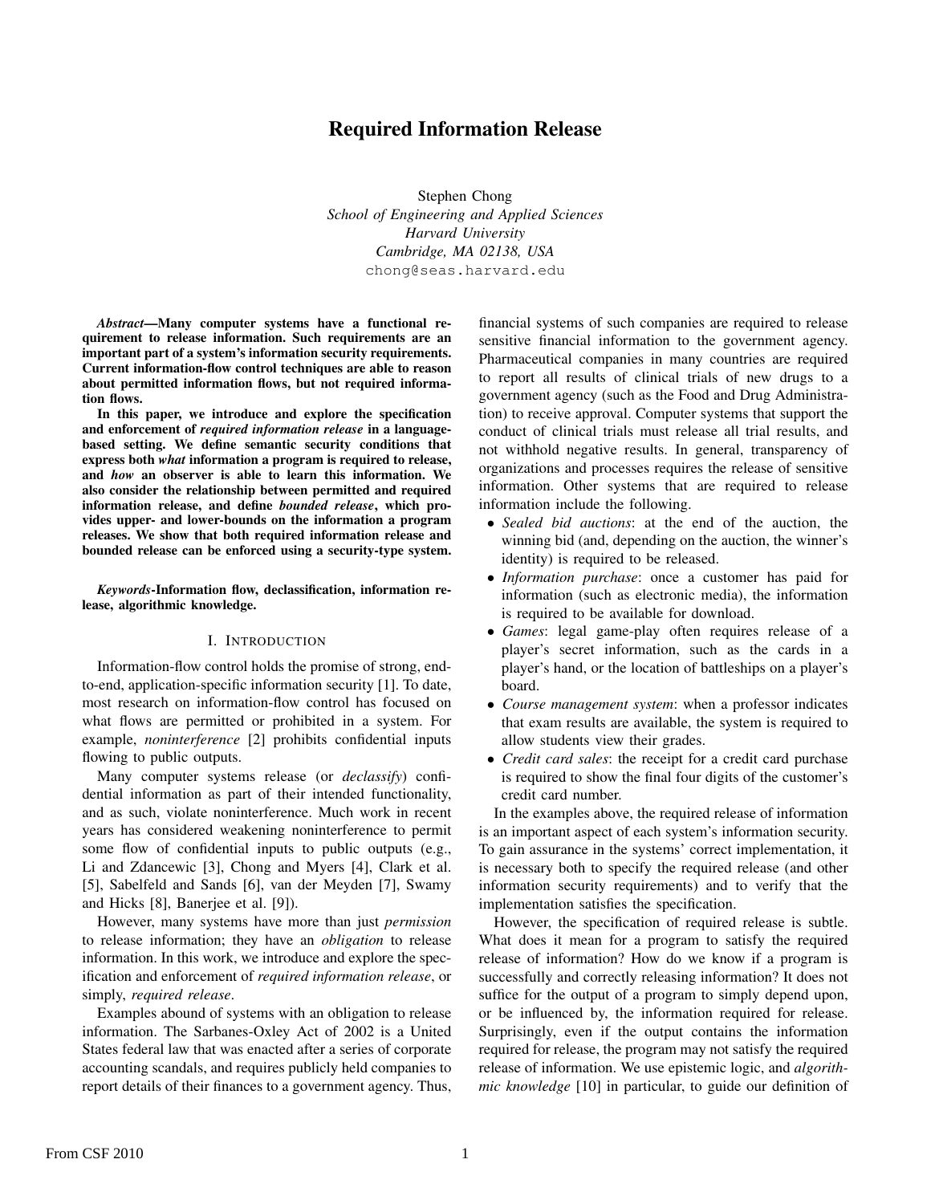# Required Information Release

Stephen Chong
*School of Engineering and Applied Sciences*
*Harvard University*
*Cambridge, MA 02138, USA*
chong@seas.harvard.edu

***Abstract*—Many computer systems have a functional requirement to release information. Such requirements are an important part of a system's information security requirements. Current information-flow control techniques are able to reason about permitted information flows, but not required information flows.**

**In this paper, we introduce and explore the specification and enforcement of *required information release* in a language-based setting. We define semantic security conditions that express both *what* information a program is required to release, and *how* an observer is able to learn this information. We also consider the relationship between permitted and required information release, and define *bounded release*, which provides upper- and lower-bounds on the information a program releases. We show that both required information release and bounded release can be enforced using a security-type system.**

***Keywords*-Information flow, declassification, information release, algorithmic knowledge.**

## I. Introduction

Information-flow control holds the promise of strong, end-to-end, application-specific information security [1]. To date, most research on information-flow control has focused on what flows are permitted or prohibited in a system. For example, *noninterference* [2] prohibits confidential inputs flowing to public outputs.

Many computer systems release (or *declassify*) confidential information as part of their intended functionality, and as such, violate noninterference. Much work in recent years has considered weakening noninterference to permit some flow of confidential inputs to public outputs (e.g., Li and Zdancewic [3], Chong and Myers [4], Clark et al. [5], Sabelfeld and Sands [6], van der Meyden [7], Swamy and Hicks [8], Banerjee et al. [9]).

However, many systems have more than just *permission* to release information; they have an *obligation* to release information. In this work, we introduce and explore the specification and enforcement of *required information release*, or simply, *required release*.

Examples abound of systems with an obligation to release information. The Sarbanes-Oxley Act of 2002 is a United States federal law that was enacted after a series of corporate accounting scandals, and requires publicly held companies to report details of their finances to a government agency. Thus, financial systems of such companies are required to release sensitive financial information to the government agency. Pharmaceutical companies in many countries are required to report all results of clinical trials of new drugs to a government agency (such as the Food and Drug Administration) to receive approval. Computer systems that support the conduct of clinical trials must release all trial results, and not withhold negative results. In general, transparency of organizations and processes requires the release of sensitive information. Other systems that are required to release information include the following.

- *Sealed bid auctions*: at the end of the auction, the winning bid (and, depending on the auction, the winner's identity) is required to be released.
- *Information purchase*: once a customer has paid for information (such as electronic media), the information is required to be available for download.
- *Games*: legal game-play often requires release of a player's secret information, such as the cards in a player's hand, or the location of battleships on a player's board.
- *Course management system*: when a professor indicates that exam results are available, the system is required to allow students view their grades.
- *Credit card sales*: the receipt for a credit card purchase is required to show the final four digits of the customer's credit card number.

In the examples above, the required release of information is an important aspect of each system's information security. To gain assurance in the systems' correct implementation, it is necessary both to specify the required release (and other information security requirements) and to verify that the implementation satisfies the specification.

However, the specification of required release is subtle. What does it mean for a program to satisfy the required release of information? How do we know if a program is successfully and correctly releasing information? It does not suffice for the output of a program to simply depend upon, or be influenced by, the information required for release. Surprisingly, even if the output contains the information required for release, the program may not satisfy the required release of information. We use epistemic logic, and *algorithmic knowledge* [10] in particular, to guide our definition of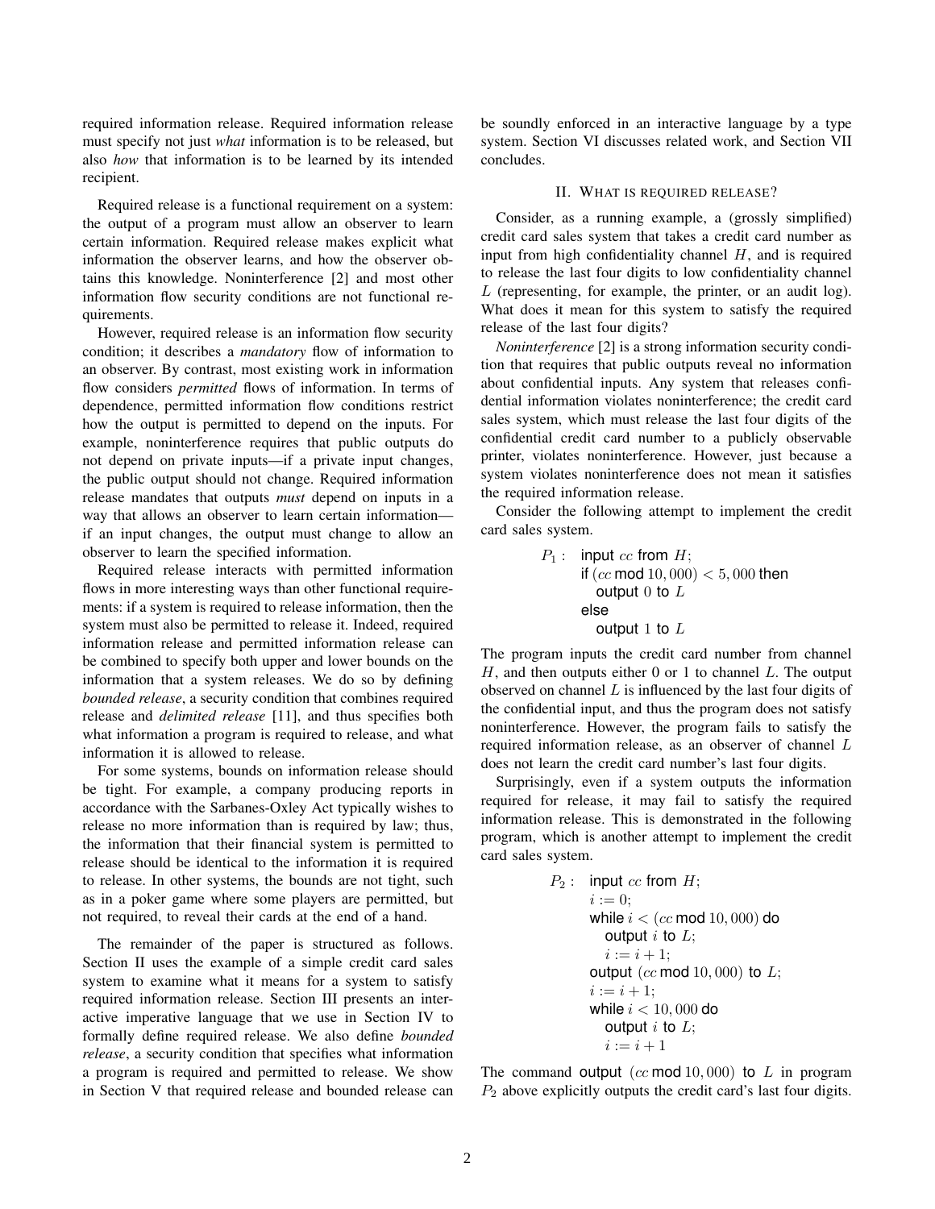required information release. Required information release must specify not just *what* information is to be released, but also *how* that information is to be learned by its intended recipient.

Required release is a functional requirement on a system: the output of a program must allow an observer to learn certain information. Required release makes explicit what information the observer learns, and how the observer obtains this knowledge. Noninterference [2] and most other information flow security conditions are not functional requirements.

However, required release is an information flow security condition; it describes a *mandatory* flow of information to an observer. By contrast, most existing work in information flow considers *permitted* flows of information. In terms of dependence, permitted information flow conditions restrict how the output is permitted to depend on the inputs. For example, noninterference requires that public outputs do not depend on private inputs—if a private input changes, the public output should not change. Required information release mandates that outputs *must* depend on inputs in a way that allows an observer to learn certain information—if an input changes, the output must change to allow an observer to learn the specified information.

Required release interacts with permitted information flows in more interesting ways than other functional requirements: if a system is required to release information, then the system must also be permitted to release it. Indeed, required information release and permitted information release can be combined to specify both upper and lower bounds on the information that a system releases. We do so by defining *bounded release*, a security condition that combines required release and *delimited release* [11], and thus specifies both what information a program is required to release, and what information it is allowed to release.

For some systems, bounds on information release should be tight. For example, a company producing reports in accordance with the Sarbanes-Oxley Act typically wishes to release no more information than is required by law; thus, the information that their financial system is permitted to release should be identical to the information it is required to release. In other systems, the bounds are not tight, such as in a poker game where some players are permitted, but not required, to reveal their cards at the end of a hand.

The remainder of the paper is structured as follows. Section II uses the example of a simple credit card sales system to examine what it means for a system to satisfy required information release. Section III presents an interactive imperative language that we use in Section IV to formally define required release. We also define *bounded release*, a security condition that specifies what information a program is required and permitted to release. We show in Section V that required release and bounded release can be soundly enforced in an interactive language by a type system. Section VI discusses related work, and Section VII concludes.

## II. What is required release?

Consider, as a running example, a (grossly simplified) credit card sales system that takes a credit card number as input from high confidentiality channel $H$, and is required to release the last four digits to low confidentiality channel $L$ (representing, for example, the printer, or an audit log). What does it mean for this system to satisfy the required release of the last four digits?

*Noninterference* [2] is a strong information security condition that requires that public outputs reveal no information about confidential inputs. Any system that releases confidential information violates noninterference; the credit card sales system, which must release the last four digits of the confidential credit card number to a publicly observable printer, violates noninterference. However, just because a system violates noninterference does not mean it satisfies the required information release.

Consider the following attempt to implement the credit card sales system.

```
P1 :  input cc from H;
      if (cc mod 10,000) < 5,000 then
         output 0 to L
      else
         output 1 to L
```

The program inputs the credit card number from channel $H$, and then outputs either 0 or 1 to channel $L$. The output observed on channel $L$ is influenced by the last four digits of the confidential input, and thus the program does not satisfy noninterference. However, the program fails to satisfy the required information release, as an observer of channel $L$ does not learn the credit card number's last four digits.

Surprisingly, even if a system outputs the information required for release, it may fail to satisfy the required information release. This is demonstrated in the following program, which is another attempt to implement the credit card sales system.

```
P2 :  input cc from H;
      i := 0;
      while i < (cc mod 10,000) do
         output i to L;
         i := i + 1;
      output (cc mod 10,000) to L;
      i := i + 1;
      while i < 10,000 do
         output i to L;
         i := i + 1
```

The command output $(cc \bmod 10,000)$ to $L$ in program $P_2$ above explicitly outputs the credit card's last four digits.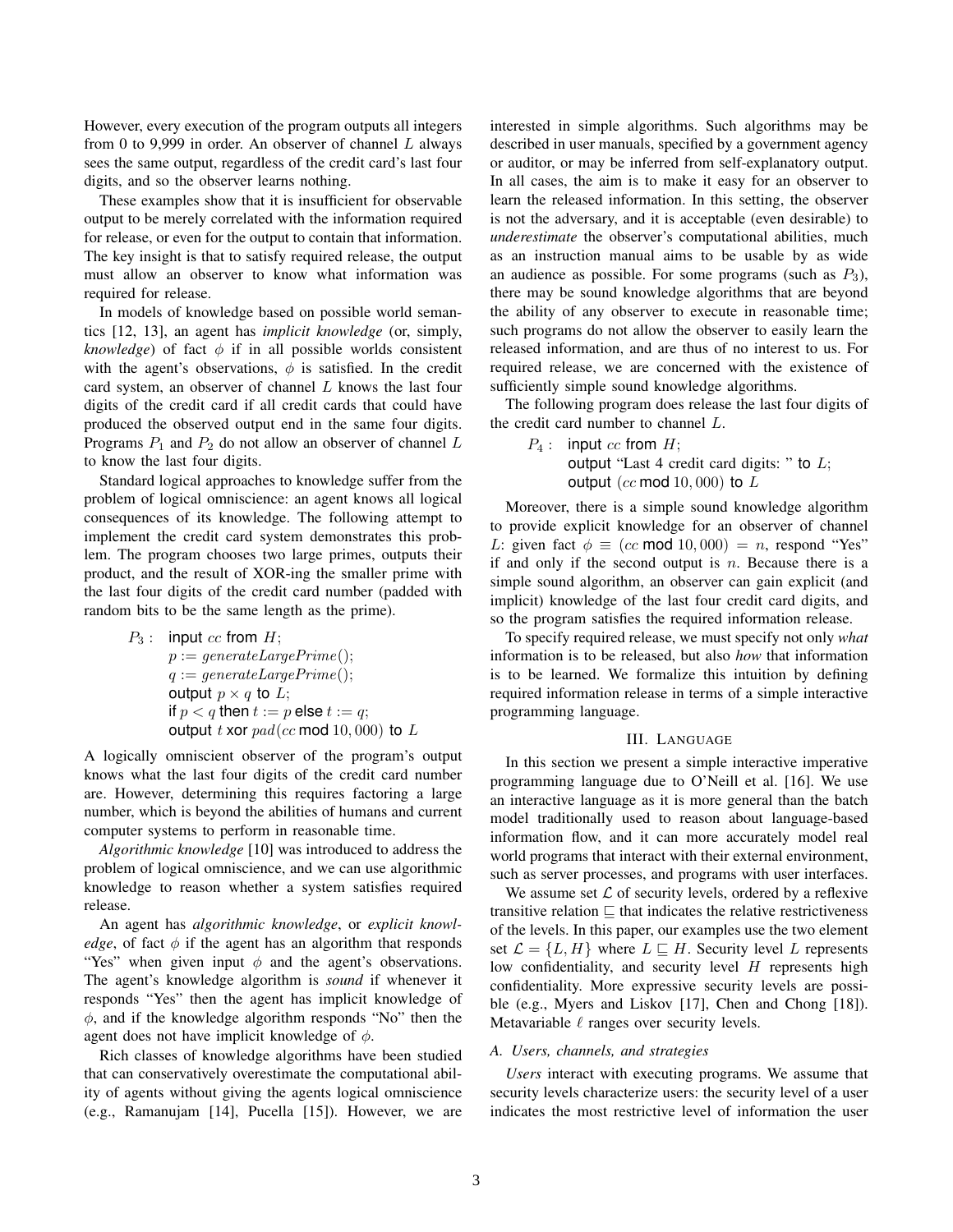However, every execution of the program outputs all integers from 0 to 9,999 in order. An observer of channel $L$ always sees the same output, regardless of the credit card's last four digits, and so the observer learns nothing.

These examples show that it is insufficient for observable output to be merely correlated with the information required for release, or even for the output to contain that information. The key insight is that to satisfy required release, the output must allow an observer to know what information was required for release.

In models of knowledge based on possible world semantics [12, 13], an agent has *implicit knowledge* (or, simply, *knowledge*) of fact $\phi$ if in all possible worlds consistent with the agent's observations, $\phi$ is satisfied. In the credit card system, an observer of channel $L$ knows the last four digits of the credit card if all credit cards that could have produced the observed output end in the same four digits. Programs $P_1$ and $P_2$ do not allow an observer of channel $L$ to know the last four digits.

Standard logical approaches to knowledge suffer from the problem of logical omniscience: an agent knows all logical consequences of its knowledge. The following attempt to implement the credit card system demonstrates this problem. The program chooses two large primes, outputs their product, and the result of XOR-ing the smaller prime with the last four digits of the credit card number (padded with random bits to be the same length as the prime).

$P_3$ : input $cc$ from $H$;
$p := generateLargePrime()$;
$q := generateLargePrime()$;
output $p \times q$ to $L$;
if $p < q$ then $t := p$ else $t := q$;
output $t$ xor $pad(cc \bmod 10,000)$ to $L$

A logically omniscient observer of the program's output knows what the last four digits of the credit card number are. However, determining this requires factoring a large number, which is beyond the abilities of humans and current computer systems to perform in reasonable time.

*Algorithmic knowledge* [10] was introduced to address the problem of logical omniscience, and we can use algorithmic knowledge to reason whether a system satisfies required release.

An agent has *algorithmic knowledge*, or *explicit knowledge*, of fact $\phi$ if the agent has an algorithm that responds "Yes" when given input $\phi$ and the agent's observations. The agent's knowledge algorithm is *sound* if whenever it responds "Yes" then the agent has implicit knowledge of $\phi$, and if the knowledge algorithm responds "No" then the agent does not have implicit knowledge of $\phi$.

Rich classes of knowledge algorithms have been studied that can conservatively overestimate the computational ability of agents without giving the agents logical omniscience (e.g., Ramanujam [14], Pucella [15]). However, we are interested in simple algorithms. Such algorithms may be described in user manuals, specified by a government agency or auditor, or may be inferred from self-explanatory output. In all cases, the aim is to make it easy for an observer to learn the released information. In this setting, the observer is not the adversary, and it is acceptable (even desirable) to *underestimate* the observer's computational abilities, much as an instruction manual aims to be usable by as wide an audience as possible. For some programs (such as $P_3$), there may be sound knowledge algorithms that are beyond the ability of any observer to execute in reasonable time; such programs do not allow the observer to easily learn the released information, and are thus of no interest to us. For required release, we are concerned with the existence of sufficiently simple sound knowledge algorithms.

The following program does release the last four digits of the credit card number to channel $L$.

$P_4$ : input $cc$ from $H$;
output "Last 4 credit card digits: " to $L$;
output $(cc \bmod 10,000)$ to $L$

Moreover, there is a simple sound knowledge algorithm to provide explicit knowledge for an observer of channel $L$: given fact $\phi \equiv (cc \bmod 10,000) = n$, respond "Yes" if and only if the second output is $n$. Because there is a simple sound algorithm, an observer can gain explicit (and implicit) knowledge of the last four credit card digits, and so the program satisfies the required information release.

To specify required release, we must specify not only *what* information is to be released, but also *how* that information is to be learned. We formalize this intuition by defining required information release in terms of a simple interactive programming language.

## III. Language

In this section we present a simple interactive imperative programming language due to O'Neill et al. [16]. We use an interactive language as it is more general than the batch model traditionally used to reason about language-based information flow, and it can more accurately model real world programs that interact with their external environment, such as server processes, and programs with user interfaces.

We assume set $\mathcal{L}$ of security levels, ordered by a reflexive transitive relation $\sqsubseteq$ that indicates the relative restrictiveness of the levels. In this paper, our examples use the two element set $\mathcal{L} = \{L, H\}$ where $L \sqsubseteq H$. Security level $L$ represents low confidentiality, and security level $H$ represents high confidentiality. More expressive security levels are possible (e.g., Myers and Liskov [17], Chen and Chong [18]). Metavariable $\ell$ ranges over security levels.

### A. Users, channels, and strategies

*Users* interact with executing programs. We assume that security levels characterize users: the security level of a user indicates the most restrictive level of information the user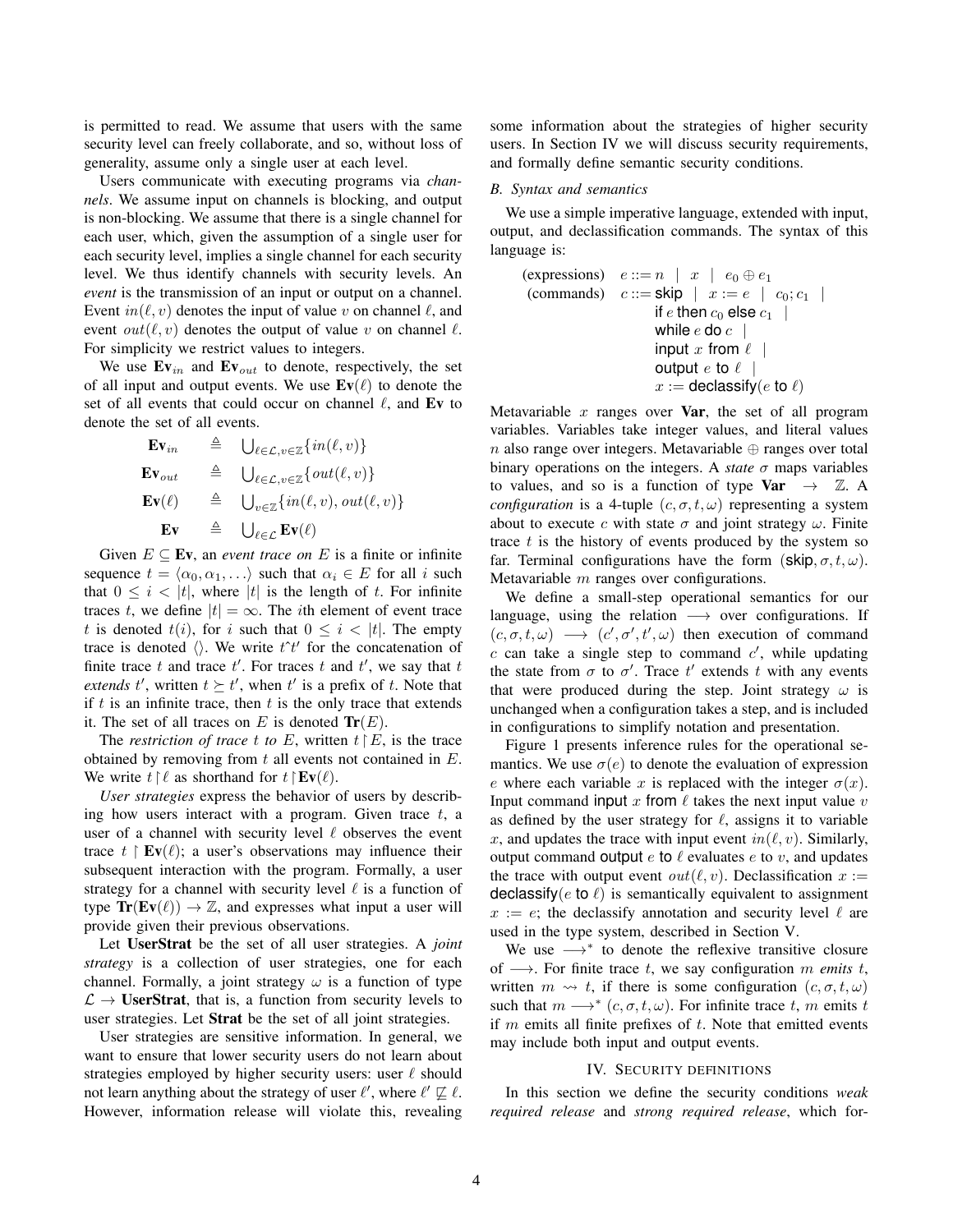is permitted to read. We assume that users with the same security level can freely collaborate, and so, without loss of generality, assume only a single user at each level.

Users communicate with executing programs via *channels*. We assume input on channels is blocking, and output is non-blocking. We assume that there is a single channel for each user, which, given the assumption of a single user for each security level, implies a single channel for each security level. We thus identify channels with security levels. An *event* is the transmission of an input or output on a channel. Event $in(\ell, v)$ denotes the input of value $v$ on channel $\ell$, and event $out(\ell, v)$ denotes the output of value $v$ on channel $\ell$. For simplicity we restrict values to integers.

We use $\mathbf{Ev}_{in}$ and $\mathbf{Ev}_{out}$ to denote, respectively, the set of all input and output events. We use $\mathbf{Ev}(\ell)$ to denote the set of all events that could occur on channel $\ell$, and $\mathbf{Ev}$ to denote the set of all events.

$$
\begin{aligned}
\mathbf{Ev}_{in} &\triangleq \bigcup_{\ell \in \mathcal{L}, v \in \mathbb{Z}} \{in(\ell, v)\} \\
\mathbf{Ev}_{out} &\triangleq \bigcup_{\ell \in \mathcal{L}, v \in \mathbb{Z}} \{out(\ell, v)\} \\
\mathbf{Ev}(\ell) &\triangleq \bigcup_{v \in \mathbb{Z}} \{in(\ell, v), out(\ell, v)\} \\
\mathbf{Ev} &\triangleq \bigcup_{\ell \in \mathcal{L}} \mathbf{Ev}(\ell)
\end{aligned}
$$

Given $E \subseteq \mathbf{Ev}$, an *event trace on* $E$ is a finite or infinite sequence $t = \langle \alpha_0, \alpha_1, \ldots \rangle$ such that $\alpha_i \in E$ for all $i$ such that $0 \le i < |t|$, where $|t|$ is the length of $t$. For infinite traces $t$, we define $|t| = \infty$. The $i$th element of event trace $t$ is denoted $t(i)$, for $i$ such that $0 \le i < |t|$. The empty trace is denoted $\langle\rangle$. We write $t\hat{\ }t'$ for the concatenation of finite trace $t$ and trace $t'$. For traces $t$ and $t'$, we say that $t$ *extends* $t'$, written $t \succeq t'$, when $t'$ is a prefix of $t$. Note that if $t$ is an infinite trace, then $t$ is the only trace that extends it. The set of all traces on $E$ is denoted $\mathbf{Tr}(E)$.

The *restriction of trace* $t$ *to* $E$, written $t \restriction E$, is the trace obtained by removing from $t$ all events not contained in $E$. We write $t \restriction \ell$ as shorthand for $t \restriction \mathbf{Ev}(\ell)$.

*User strategies* express the behavior of users by describing how users interact with a program. Given trace $t$, a user of a channel with security level $\ell$ observes the event trace $t \restriction \mathbf{Ev}(\ell)$; a user's observations may influence their subsequent interaction with the program. Formally, a user strategy for a channel with security level $\ell$ is a function of type $\mathbf{Tr}(\mathbf{Ev}(\ell)) \to \mathbb{Z}$, and expresses what input a user will provide given their previous observations.

Let **UserStrat** be the set of all user strategies. A *joint strategy* is a collection of user strategies, one for each channel. Formally, a joint strategy $\omega$ is a function of type $\mathcal{L} \to \mathbf{UserStrat}$, that is, a function from security levels to user strategies. Let **Strat** be the set of all joint strategies.

User strategies are sensitive information. In general, we want to ensure that lower security users do not learn about strategies employed by higher security users: user $\ell$ should not learn anything about the strategy of user $\ell'$, where $\ell' \not\sqsubseteq \ell$. However, information release will violate this, revealing some information about the strategies of higher security users. In Section IV we will discuss security requirements, and formally define semantic security conditions.

### B. Syntax and semantics

We use a simple imperative language, extended with input, output, and declassification commands. The syntax of this language is:

$$
\begin{aligned}
\text{(expressions)} \quad e &::= n \mid x \mid e_0 \oplus e_1 \\
\text{(commands)} \quad c &::= \mathsf{skip} \mid x := e \mid c_0; c_1 \mid \\
&\quad\ \mathsf{if}\ e\ \mathsf{then}\ c_0\ \mathsf{else}\ c_1 \mid \\
&\quad\ \mathsf{while}\ e\ \mathsf{do}\ c \mid \\
&\quad\ \mathsf{input}\ x\ \mathsf{from}\ \ell \mid \\
&\quad\ \mathsf{output}\ e\ \mathsf{to}\ \ell \mid \\
&\quad\ x := \mathsf{declassify}(e\ \mathsf{to}\ \ell)
\end{aligned}
$$

Metavariable $x$ ranges over **Var**, the set of all program variables. Variables take integer values, and literal values $n$ also range over integers. Metavariable $\oplus$ ranges over total binary operations on the integers. A *state* $\sigma$ maps variables to values, and so is a function of type $\mathbf{Var} \to \mathbb{Z}$. A *configuration* is a 4-tuple $(c, \sigma, t, \omega)$ representing a system about to execute $c$ with state $\sigma$ and joint strategy $\omega$. Finite trace $t$ is the history of events produced by the system so far. Terminal configurations have the form $(\mathsf{skip}, \sigma, t, \omega)$. Metavariable $m$ ranges over configurations.

We define a small-step operational semantics for our language, using the relation $\longrightarrow$ over configurations. If $(c, \sigma, t, \omega) \longrightarrow (c', \sigma', t', \omega)$ then execution of command $c$ can take a single step to command $c'$, while updating the state from $\sigma$ to $\sigma'$. Trace $t'$ extends $t$ with any events that were produced during the step. Joint strategy $\omega$ is unchanged when a configuration takes a step, and is included in configurations to simplify notation and presentation.

Figure 1 presents inference rules for the operational semantics. We use $\sigma(e)$ to denote the evaluation of expression $e$ where each variable $x$ is replaced with the integer $\sigma(x)$. Input command $\mathsf{input}\ x\ \mathsf{from}\ \ell$ takes the next input value $v$ as defined by the user strategy for $\ell$, assigns it to variable $x$, and updates the trace with input event $in(\ell, v)$. Similarly, output command $\mathsf{output}\ e\ \mathsf{to}\ \ell$ evaluates $e$ to $v$, and updates the trace with output event $out(\ell, v)$. Declassification $x := \mathsf{declassify}(e\ \mathsf{to}\ \ell)$ is semantically equivalent to assignment $x := e$; the declassify annotation and security level $\ell$ are used in the type system, described in Section V.

We use $\longrightarrow^*$ to denote the reflexive transitive closure of $\longrightarrow$. For finite trace $t$, we say configuration $m$ *emits* $t$, written $m \rightsquigarrow t$, if there is some configuration $(c, \sigma, t, \omega)$ such that $m \longrightarrow^* (c, \sigma, t, \omega)$. For infinite trace $t$, $m$ emits $t$ if $m$ emits all finite prefixes of $t$. Note that emitted events may include both input and output events.

## IV. Security definitions

In this section we define the security conditions *weak required release* and *strong required release*, which for-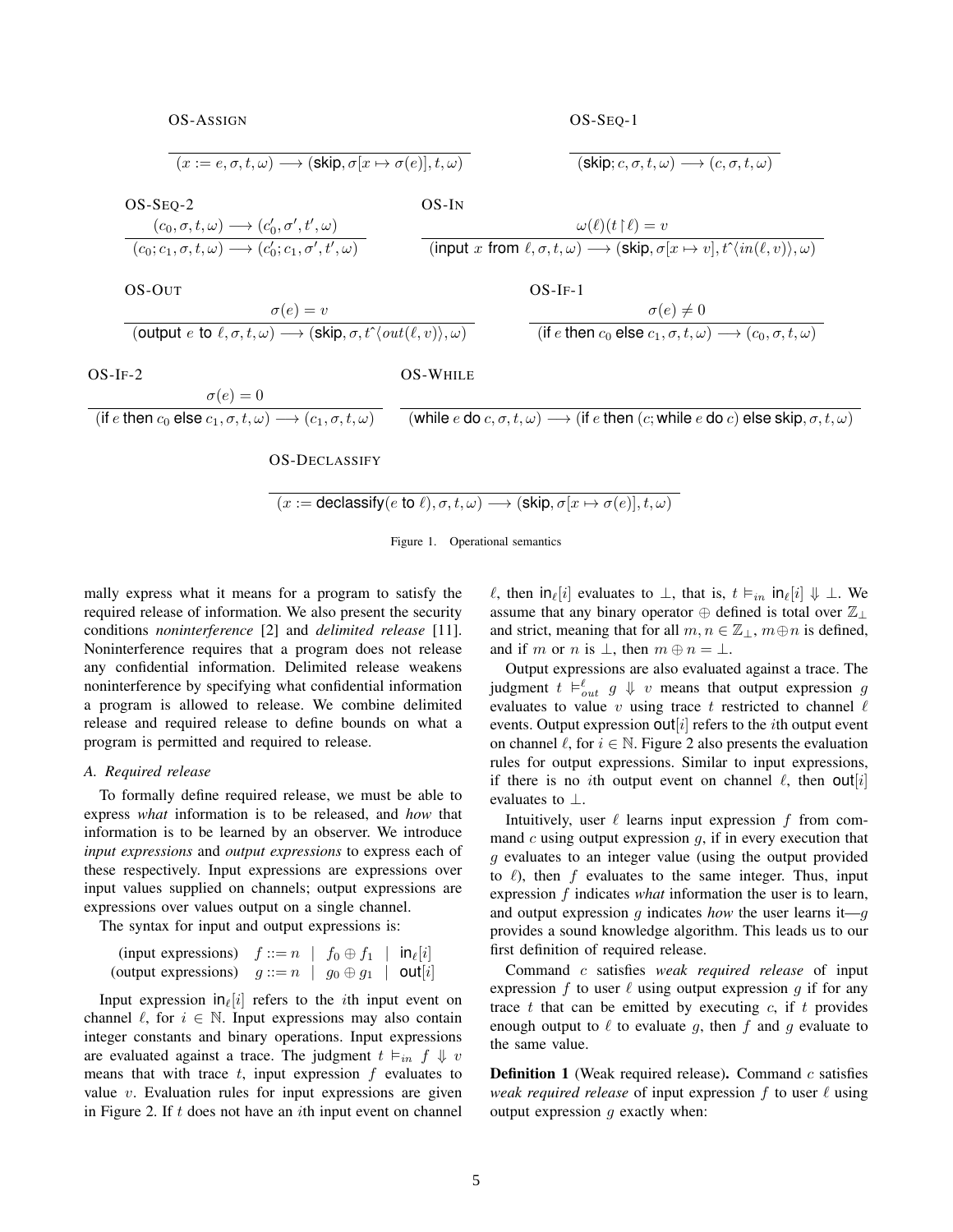OS-Assign

$$\overline{(x := e, \sigma, t, \omega) \longrightarrow (\mathsf{skip}, \sigma[x \mapsto \sigma(e)], t, \omega)}$$

OS-Seq-1

$$\overline{(\mathsf{skip}; c, \sigma, t, \omega) \longrightarrow (c, \sigma, t, \omega)}$$

OS-Seq-2

$$\frac{(c_0, \sigma, t, \omega) \longrightarrow (c_0', \sigma', t', \omega)}{(c_0; c_1, \sigma, t, \omega) \longrightarrow (c_0'; c_1, \sigma', t', \omega)}$$

OS-In

$$\frac{\omega(\ell)(t \restriction \ell) = v}{(\mathsf{input}\ x\ \mathsf{from}\ \ell, \sigma, t, \omega) \longrightarrow (\mathsf{skip}, \sigma[x \mapsto v], t\hat{\ }\langle in(\ell, v)\rangle, \omega)}$$

OS-Out

$$\frac{\sigma(e) = v}{(\mathsf{output}\ e\ \mathsf{to}\ \ell, \sigma, t, \omega) \longrightarrow (\mathsf{skip}, \sigma, t\hat{\ }\langle out(\ell, v)\rangle, \omega)}$$

OS-If-1

$$\frac{\sigma(e) \neq 0}{(\mathsf{if}\ e\ \mathsf{then}\ c_0\ \mathsf{else}\ c_1, \sigma, t, \omega) \longrightarrow (c_0, \sigma, t, \omega)}$$

OS-If-2

$$\frac{\sigma(e) = 0}{(\mathsf{if}\ e\ \mathsf{then}\ c_0\ \mathsf{else}\ c_1, \sigma, t, \omega) \longrightarrow (c_1, \sigma, t, \omega)}$$

OS-While

$$\overline{(\mathsf{while}\ e\ \mathsf{do}\ c, \sigma, t, \omega) \longrightarrow (\mathsf{if}\ e\ \mathsf{then}\ (c; \mathsf{while}\ e\ \mathsf{do}\ c)\ \mathsf{else}\ \mathsf{skip}, \sigma, t, \omega)}$$

OS-Declassify

$$\overline{(x := \mathsf{declassify}(e\ \mathsf{to}\ \ell), \sigma, t, \omega) \longrightarrow (\mathsf{skip}, \sigma[x \mapsto \sigma(e)], t, \omega)}$$

Figure 1. Operational semantics

mally express what it means for a program to satisfy the required release of information. We also present the security conditions *noninterference* [2] and *delimited release* [11]. Noninterference requires that a program does not release any confidential information. Delimited release weakens noninterference by specifying what confidential information a program is allowed to release. We combine delimited release and required release to define bounds on what a program is permitted and required to release.

### A. Required release

To formally define required release, we must be able to express *what* information is to be released, and *how* that information is to be learned by an observer. We introduce *input expressions* and *output expressions* to express each of these respectively. Input expressions are expressions over input values supplied on channels; output expressions are expressions over values output on a single channel.

The syntax for input and output expressions is:

$$\begin{array}{ll}\text{(input expressions)} & f ::= n \ \mid\ f_0 \oplus f_1 \ \mid\ \mathsf{in}_\ell[i] \\ \text{(output expressions)} & g ::= n \ \mid\ g_0 \oplus g_1 \ \mid\ \mathsf{out}[i]\end{array}$$

Input expression $\mathsf{in}_\ell[i]$ refers to the $i$th input event on channel $\ell$, for $i \in \mathbb{N}$. Input expressions may also contain integer constants and binary operations. Input expressions are evaluated against a trace. The judgment $t \vDash_{in} f \Downarrow v$ means that with trace $t$, input expression $f$ evaluates to value $v$. Evaluation rules for input expressions are given in Figure 2. If $t$ does not have an $i$th input event on channel $\ell$, then $\mathsf{in}_\ell[i]$ evaluates to $\bot$, that is, $t \vDash_{in} \mathsf{in}_\ell[i] \Downarrow \bot$. We assume that any binary operator $\oplus$ defined is total over $\mathbb{Z}_\bot$ and strict, meaning that for all $m, n \in \mathbb{Z}_\bot$, $m \oplus n$ is defined, and if $m$ or $n$ is $\bot$, then $m \oplus n = \bot$.

Output expressions are also evaluated against a trace. The judgment $t \vDash^\ell_{out} g \Downarrow v$ means that output expression $g$ evaluates to value $v$ using trace $t$ restricted to channel $\ell$ events. Output expression $\mathsf{out}[i]$ refers to the $i$th output event on channel $\ell$, for $i \in \mathbb{N}$. Figure 2 also presents the evaluation rules for output expressions. Similar to input expressions, if there is no $i$th output event on channel $\ell$, then $\mathsf{out}[i]$ evaluates to $\bot$.

Intuitively, user $\ell$ learns input expression $f$ from command $c$ using output expression $g$, if in every execution that $g$ evaluates to an integer value (using the output provided to $\ell$), then $f$ evaluates to the same integer. Thus, input expression $f$ indicates *what* information the user is to learn, and output expression $g$ indicates *how* the user learns it—$g$ provides a sound knowledge algorithm. This leads us to our first definition of required release.

Command $c$ satisfies *weak required release* of input expression $f$ to user $\ell$ using output expression $g$ if for any trace $t$ that can be emitted by executing $c$, if $t$ provides enough output to $\ell$ to evaluate $g$, then $f$ and $g$ evaluate to the same value.

**Definition 1** (Weak required release)**.** Command $c$ satisfies *weak required release* of input expression $f$ to user $\ell$ using output expression $g$ exactly when: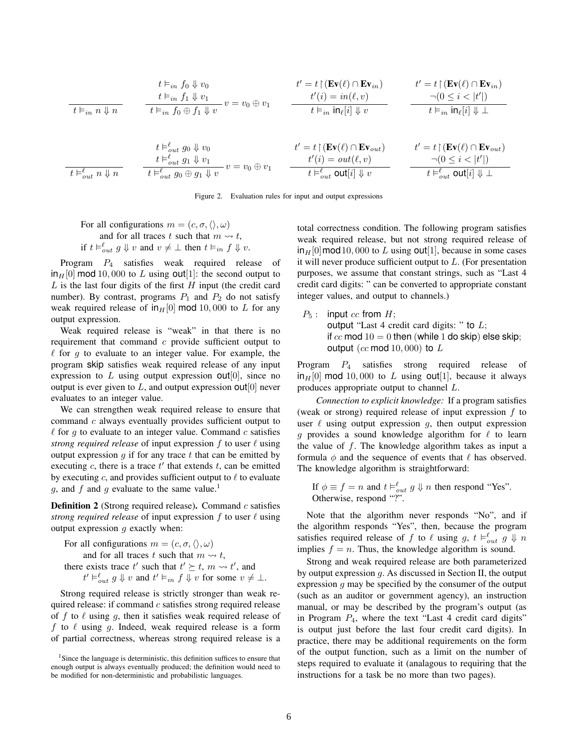$$\frac{}{t \vDash_{in} n \Downarrow n} \qquad \frac{t \vDash_{in} f_0 \Downarrow v_0 \quad t \vDash_{in} f_1 \Downarrow v_1}{t \vDash_{in} f_0 \oplus f_1 \Downarrow v} \; v = v_0 \oplus v_1 \qquad \frac{t' = t \restriction (\mathbf{Ev}(\ell) \cap \mathbf{Ev}_{in}) \quad t'(i) = in(\ell, v)}{t \vDash_{in} \mathsf{in}_\ell[i] \Downarrow v} \qquad \frac{t' = t \restriction (\mathbf{Ev}(\ell) \cap \mathbf{Ev}_{in}) \quad \neg(0 \leq i < |t'|)}{t \vDash_{in} \mathsf{in}_\ell[i] \Downarrow \bot}$$

$$\frac{}{t \vDash^{\ell}_{out} n \Downarrow n} \qquad \frac{t \vDash^{\ell}_{out} g_0 \Downarrow v_0 \quad t \vDash^{\ell}_{out} g_1 \Downarrow v_1}{t \vDash^{\ell}_{out} g_0 \oplus g_1 \Downarrow v} \; v = v_0 \oplus v_1 \qquad \frac{t' = t \restriction (\mathbf{Ev}(\ell) \cap \mathbf{Ev}_{out}) \quad t'(i) = out(\ell, v)}{t \vDash^{\ell}_{out} \mathsf{out}[i] \Downarrow v} \qquad \frac{t' = t \restriction (\mathbf{Ev}(\ell) \cap \mathbf{Ev}_{out}) \quad \neg(0 \leq i < |t'|)}{t \vDash^{\ell}_{out} \mathsf{out}[i] \Downarrow \bot}$$

Figure 2. Evaluation rules for input and output expressions

For all configurations $m = (c, \sigma, \langle\rangle, \omega)$
and for all traces $t$ such that $m \rightsquigarrow t$,
if $t \vDash^{\ell}_{out} g \Downarrow v$ and $v \neq \bot$ then $t \vDash_{in} f \Downarrow v$.

Program $P_4$ satisfies weak required release of $\mathsf{in}_H[0]$ mod $10{,}000$ to $L$ using $\mathsf{out}[1]$: the second output to $L$ is the last four digits of the first $H$ input (the credit card number). By contrast, programs $P_1$ and $P_2$ do not satisfy weak required release of $\mathsf{in}_H[0]$ mod $10{,}000$ to $L$ for any output expression.

Weak required release is "weak" in that there is no requirement that command $c$ provide sufficient output to $\ell$ for $g$ to evaluate to an integer value. For example, the program skip satisfies weak required release of any input expression to $L$ using output expression $\mathsf{out}[0]$, since no output is ever given to $L$, and output expression $\mathsf{out}[0]$ never evaluates to an integer value.

We can strengthen weak required release to ensure that command $c$ always eventually provides sufficient output to $\ell$ for $g$ to evaluate to an integer value. Command $c$ satisfies *strong required release* of input expression $f$ to user $\ell$ using output expression $g$ if for any trace $t$ that can be emitted by executing $c$, there is a trace $t'$ that extends $t$, can be emitted by executing $c$, and provides sufficient output to $\ell$ to evaluate $g$, and $f$ and $g$ evaluate to the same value.[1]

**Definition 2** (Strong required release)**.** Command $c$ satisfies *strong required release* of input expression $f$ to user $\ell$ using output expression $g$ exactly when:

For all configurations $m = (c, \sigma, \langle\rangle, \omega)$
and for all traces $t$ such that $m \rightsquigarrow t$,
there exists trace $t'$ such that $t' \succeq t$, $m \rightsquigarrow t'$, and
$t' \vDash^{\ell}_{out} g \Downarrow v$ and $t' \vDash_{in} f \Downarrow v$ for some $v \neq \bot$.

Strong required release is strictly stronger than weak required release: if command $c$ satisfies strong required release of $f$ to $\ell$ using $g$, then it satisfies weak required release of $f$ to $\ell$ using $g$. Indeed, weak required release is a form of partial correctness, whereas strong required release is a total correctness condition. The following program satisfies weak required release, but not strong required release of $\mathsf{in}_H[0]$ mod $10{,}000$ to $L$ using $\mathsf{out}[1]$, because in some cases it will never produce sufficient output to $L$. (For presentation purposes, we assume that constant strings, such as "Last 4 credit card digits: " can be converted to appropriate constant integer values, and output to channels.)

$P_5$ : input $cc$ from $H$;
output "Last 4 credit card digits: " to $L$;
if $cc$ mod $10 = 0$ then (while $1$ do skip) else skip;
output ($cc$ mod $10{,}000$) to $L$

Program $P_4$ satisfies strong required release of $\mathsf{in}_H[0]$ mod $10{,}000$ to $L$ using $\mathsf{out}[1]$, because it always produces appropriate output to channel $L$.

*Connection to explicit knowledge:* If a program satisfies (weak or strong) required release of input expression $f$ to user $\ell$ using output expression $g$, then output expression $g$ provides a sound knowledge algorithm for $\ell$ to learn the value of $f$. The knowledge algorithm takes as input a formula $\phi$ and the sequence of events that $\ell$ has observed. The knowledge algorithm is straightforward:

If $\phi \equiv f = n$ and $t \vDash^{\ell}_{out} g \Downarrow n$ then respond "Yes".
Otherwise, respond "?".

Note that the algorithm never responds "No", and if the algorithm responds "Yes", then, because the program satisfies required release of $f$ to $\ell$ using $g$, $t \vDash^{\ell}_{out} g \Downarrow n$ implies $f = n$. Thus, the knowledge algorithm is sound.

Strong and weak required release are both parameterized by output expression $g$. As discussed in Section II, the output expression $g$ may be specified by the consumer of the output (such as an auditor or government agency), an instruction manual, or may be described by the program's output (as in Program $P_4$, where the text "Last 4 credit card digits" is output just before the last four credit card digits). In practice, there may be additional requirements on the form of the output function, such as a limit on the number of steps required to evaluate it (analagous to requiring that the instructions for a task be no more than two pages).

[1] Since the language is deterministic, this definition suffices to ensure that enough output is always eventually produced; the definition would need to be modified for non-deterministic and probabilistic languages.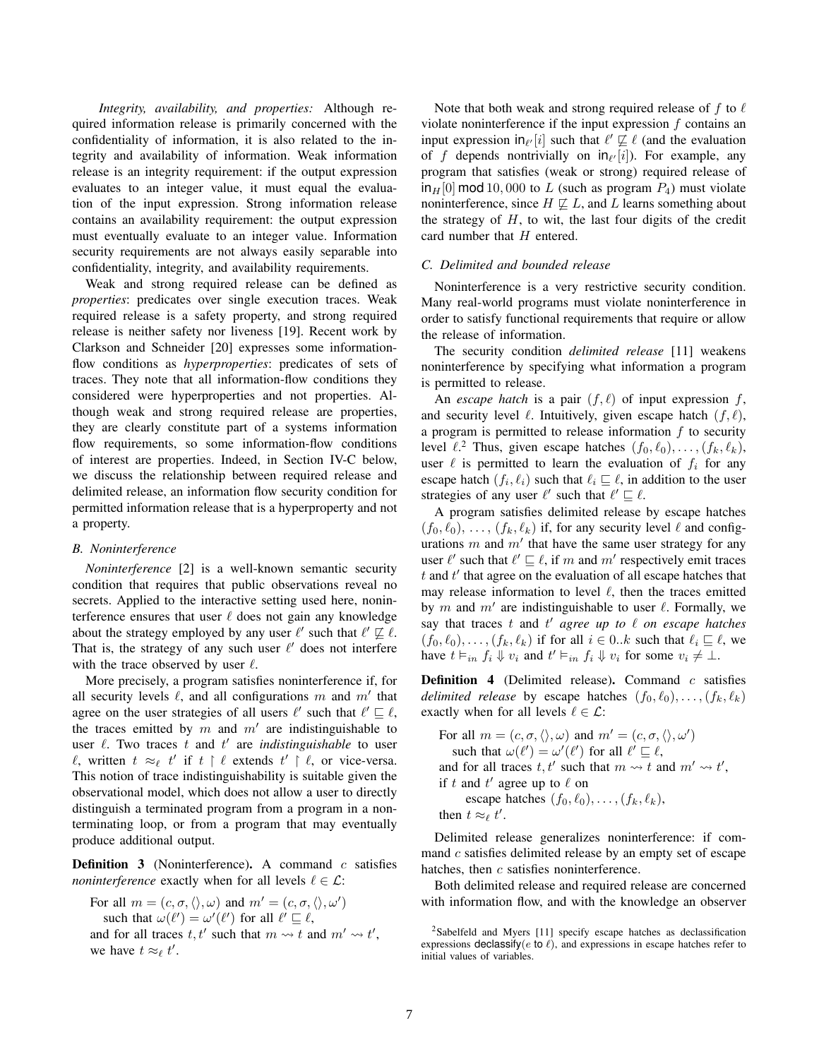*Integrity, availability, and properties:* Although required information release is primarily concerned with the confidentiality of information, it is also related to the integrity and availability of information. Weak information release is an integrity requirement: if the output expression evaluates to an integer value, it must equal the evaluation of the input expression. Strong information release contains an availability requirement: the output expression must eventually evaluate to an integer value. Information security requirements are not always easily separable into confidentiality, integrity, and availability requirements.

Weak and strong required release can be defined as *properties*: predicates over single execution traces. Weak required release is a safety property, and strong required release is neither safety nor liveness [19]. Recent work by Clarkson and Schneider [20] expresses some information-flow conditions as *hyperproperties*: predicates of sets of traces. They note that all information-flow conditions they considered were hyperproperties and not properties. Although weak and strong required release are properties, they are clearly constitute part of a systems information flow requirements, so some information-flow conditions of interest are properties. Indeed, in Section IV-C below, we discuss the relationship between required release and delimited release, an information flow security condition for permitted information release that is a hyperproperty and not a property.

### B. Noninterference

*Noninterference* [2] is a well-known semantic security condition that requires that public observations reveal no secrets. Applied to the interactive setting used here, noninterference ensures that user $\ell$ does not gain any knowledge about the strategy employed by any user $\ell'$ such that $\ell' \not\sqsubseteq \ell$. That is, the strategy of any such user $\ell'$ does not interfere with the trace observed by user $\ell$.

More precisely, a program satisfies noninterference if, for all security levels $\ell$, and all configurations $m$ and $m'$ that agree on the user strategies of all users $\ell'$ such that $\ell' \sqsubseteq \ell$, the traces emitted by $m$ and $m'$ are indistinguishable to user $\ell$. Two traces $t$ and $t'$ are *indistinguishable* to user $\ell$, written $t \approx_\ell t'$ if $t \upharpoonright \ell$ extends $t' \upharpoonright \ell$, or vice-versa. This notion of trace indistinguishability is suitable given the observational model, which does not allow a user to directly distinguish a terminated program from a program in a nonterminating loop, or from a program that may eventually produce additional output.

**Definition 3** (Noninterference)**.** A command $c$ satisfies *noninterference* exactly when for all levels $\ell \in \mathcal{L}$:

For all $m = (c, \sigma, \langle\rangle, \omega)$ and $m' = (c, \sigma, \langle\rangle, \omega')$
such that $\omega(\ell') = \omega'(\ell')$ for all $\ell' \sqsubseteq \ell$,
and for all traces $t, t'$ such that $m \rightsquigarrow t$ and $m' \rightsquigarrow t'$,
we have $t \approx_\ell t'$.

Note that both weak and strong required release of $f$ to $\ell$ violate noninterference if the input expression $f$ contains an input expression $\mathsf{in}_{\ell'}[i]$ such that $\ell' \not\sqsubseteq \ell$ (and the evaluation of $f$ depends nontrivially on $\mathsf{in}_{\ell'}[i]$). For example, any program that satisfies (weak or strong) required release of $\mathsf{in}_H[0] \;\mathsf{mod}\; 10,000$ to $L$ (such as program $P_4$) must violate noninterference, since $H \not\sqsubseteq L$, and $L$ learns something about the strategy of $H$, to wit, the last four digits of the credit card number that $H$ entered.

### C. Delimited and bounded release

Noninterference is a very restrictive security condition. Many real-world programs must violate noninterference in order to satisfy functional requirements that require or allow the release of information.

The security condition *delimited release* [11] weakens noninterference by specifying what information a program is permitted to release.

An *escape hatch* is a pair $(f, \ell)$ of input expression $f$, and security level $\ell$. Intuitively, given escape hatch $(f, \ell)$, a program is permitted to release information $f$ to security level $\ell$.[2] Thus, given escape hatches $(f_0, \ell_0), \ldots, (f_k, \ell_k)$, user $\ell$ is permitted to learn the evaluation of $f_i$ for any escape hatch $(f_i, \ell_i)$ such that $\ell_i \sqsubseteq \ell$, in addition to the user strategies of any user $\ell'$ such that $\ell' \sqsubseteq \ell$.

A program satisfies delimited release by escape hatches $(f_0, \ell_0), \ldots, (f_k, \ell_k)$ if, for any security level $\ell$ and configurations $m$ and $m'$ that have the same user strategy for any user $\ell'$ such that $\ell' \sqsubseteq \ell$, if $m$ and $m'$ respectively emit traces $t$ and $t'$ that agree on the evaluation of all escape hatches that may release information to level $\ell$, then the traces emitted by $m$ and $m'$ are indistinguishable to user $\ell$. Formally, we say that traces $t$ and $t'$ *agree up to $\ell$ on escape hatches* $(f_0, \ell_0), \ldots, (f_k, \ell_k)$ if for all $i \in 0..k$ such that $\ell_i \sqsubseteq \ell$, we have $t \vDash_{in} f_i \Downarrow v_i$ and $t' \vDash_{in} f_i \Downarrow v_i$ for some $v_i \neq \bot$.

**Definition 4** (Delimited release)**.** Command $c$ satisfies *delimited release* by escape hatches $(f_0, \ell_0), \ldots, (f_k, \ell_k)$ exactly when for all levels $\ell \in \mathcal{L}$:

For all $m = (c, \sigma, \langle\rangle, \omega)$ and $m' = (c, \sigma, \langle\rangle, \omega')$
such that $\omega(\ell') = \omega'(\ell')$ for all $\ell' \sqsubseteq \ell$,
and for all traces $t, t'$ such that $m \rightsquigarrow t$ and $m' \rightsquigarrow t'$,
if $t$ and $t'$ agree up to $\ell$ on
escape hatches $(f_0, \ell_0), \ldots, (f_k, \ell_k)$,
then $t \approx_\ell t'$.

Delimited release generalizes noninterference: if command $c$ satisfies delimited release by an empty set of escape hatches, then $c$ satisfies noninterference.

Both delimited release and required release are concerned with information flow, and with the knowledge an observer

[2] Sabelfeld and Myers [11] specify escape hatches as declassification expressions $\mathsf{declassify}(e \text{ to } \ell)$, and expressions in escape hatches refer to initial values of variables.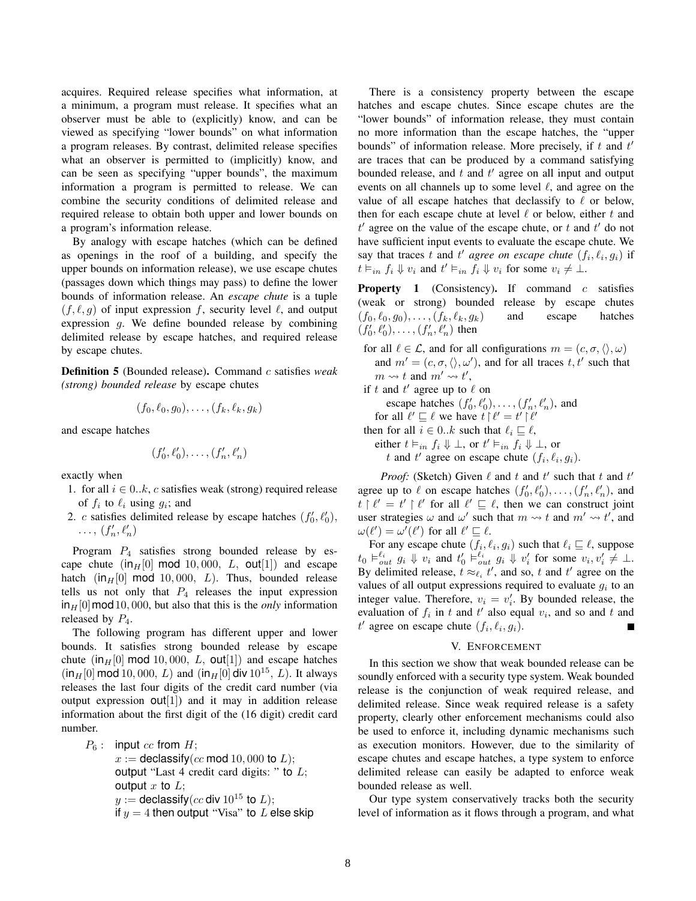acquires. Required release specifies what information, at a minimum, a program must release. It specifies what an observer must be able to (explicitly) know, and can be viewed as specifying "lower bounds" on what information a program releases. By contrast, delimited release specifies what an observer is permitted to (implicitly) know, and can be seen as specifying "upper bounds", the maximum information a program is permitted to release. We can combine the security conditions of delimited release and required release to obtain both upper and lower bounds on a program's information release.

By analogy with escape hatches (which can be defined as openings in the roof of a building, and specify the upper bounds on information release), we use escape chutes (passages down which things may pass) to define the lower bounds of information release. An *escape chute* is a tuple $(f, \ell, g)$ of input expression $f$, security level $\ell$, and output expression $g$. We define bounded release by combining delimited release by escape hatches, and required release by escape chutes.

**Definition 5** (Bounded release)**.** Command $c$ satisfies *weak (strong) bounded release* by escape chutes

$$(f_0, \ell_0, g_0), \ldots, (f_k, \ell_k, g_k)$$

and escape hatches

$$(f'_0, \ell'_0), \ldots, (f'_n, \ell'_n)$$

exactly when

1. for all $i \in 0..k$, $c$ satisfies weak (strong) required release of $f_i$ to $\ell_i$ using $g_i$; and
2. $c$ satisfies delimited release by escape hatches $(f'_0, \ell'_0)$, $\ldots$, $(f'_n, \ell'_n)$

Program $P_4$ satisfies strong bounded release by escape chute $(\mathsf{in}_H[0] \bmod 10{,}000,\ L,\ \mathsf{out}[1])$ and escape hatch $(\mathsf{in}_H[0] \bmod 10{,}000,\ L)$. Thus, bounded release tells us not only that $P_4$ releases the input expression $\mathsf{in}_H[0] \bmod 10{,}000$, but also that this is the *only* information released by $P_4$.

The following program has different upper and lower bounds. It satisfies strong bounded release by escape chute $(\mathsf{in}_H[0] \bmod 10{,}000,\ L,\ \mathsf{out}[1])$ and escape hatches $(\mathsf{in}_H[0] \bmod 10{,}000,\ L)$ and $(\mathsf{in}_H[0]\ \mathsf{div}\ 10^{15},\ L)$. It always releases the last four digits of the credit card number (via output expression $\mathsf{out}[1]$) and it may in addition release information about the first digit of the (16 digit) credit card number.

```
P6 :  input cc from H;
      x := declassify(cc mod 10,000 to L);
      output "Last 4 credit card digits: " to L;
      output x to L;
      y := declassify(cc div 10^15 to L);
      if y = 4 then output "Visa" to L else skip
```

There is a consistency property between the escape hatches and escape chutes. Since escape chutes are the "lower bounds" of information release, they must contain no more information than the escape hatches, the "upper bounds" of information release. More precisely, if $t$ and $t'$ are traces that can be produced by a command satisfying bounded release, and $t$ and $t'$ agree on all input and output events on all channels up to some level $\ell$, and agree on the value of all escape hatches that declassify to $\ell$ or below, then for each escape chute at level $\ell$ or below, either $t$ and $t'$ agree on the value of the escape chute, or $t$ and $t'$ do not have sufficient input events to evaluate the escape chute. We say that traces $t$ and $t'$ *agree on escape chute* $(f_i, \ell_i, g_i)$ if $t \vDash_{in} f_i \Downarrow v_i$ and $t' \vDash_{in} f_i \Downarrow v_i$ for some $v_i \neq \bot$.

**Property 1** (Consistency)**.** If command $c$ satisfies (weak or strong) bounded release by escape chutes $(f_0, \ell_0, g_0), \ldots, (f_k, \ell_k, g_k)$ and escape hatches $(f'_0, \ell'_0), \ldots, (f'_n, \ell'_n)$ then

for all $\ell \in \mathcal{L}$, and for all configurations $m = (c, \sigma, \langle\rangle, \omega)$ and $m' = (c, \sigma, \langle\rangle, \omega')$, and for all traces $t, t'$ such that $m \rightsquigarrow t$ and $m' \rightsquigarrow t'$,
if $t$ and $t'$ agree up to $\ell$ on escape hatches $(f'_0, \ell'_0), \ldots, (f'_n, \ell'_n)$, and for all $\ell' \sqsubseteq \ell$ we have $t \upharpoonright \ell' = t' \upharpoonright \ell'$
then for all $i \in 0..k$ such that $\ell_i \sqsubseteq \ell$, either $t \vDash_{in} f_i \Downarrow \bot$, or $t' \vDash_{in} f_i \Downarrow \bot$, or $t$ and $t'$ agree on escape chute $(f_i, \ell_i, g_i)$.

*Proof:* (Sketch) Given $\ell$ and $t$ and $t'$ such that $t$ and $t'$ agree up to $\ell$ on escape hatches $(f'_0, \ell'_0), \ldots, (f'_n, \ell'_n)$, and $t \upharpoonright \ell' = t' \upharpoonright \ell'$ for all $\ell' \sqsubseteq \ell$, then we can construct joint user strategies $\omega$ and $\omega'$ such that $m \rightsquigarrow t$ and $m' \rightsquigarrow t'$, and $\omega(\ell') = \omega'(\ell')$ for all $\ell' \sqsubseteq \ell$.

For any escape chute $(f_i, \ell_i, g_i)$ such that $\ell_i \sqsubseteq \ell$, suppose $t_0 \vDash_{out}^{\ell_i} g_i \Downarrow v_i$ and $t'_0 \vDash_{out}^{\ell_i} g_i \Downarrow v'_i$ for some $v_i, v'_i \neq \bot$. By delimited release, $t \approx_{\ell_i} t'$, and so, $t$ and $t'$ agree on the values of all output expressions required to evaluate $g_i$ to an integer value. Therefore, $v_i = v'_i$. By bounded release, the evaluation of $f_i$ in $t$ and $t'$ also equal $v_i$, and so and $t$ and $t'$ agree on escape chute $(f_i, \ell_i, g_i)$. ∎

## V. Enforcement

In this section we show that weak bounded release can be soundly enforced with a security type system. Weak bounded release is the conjunction of weak required release, and delimited release. Since weak required release is a safety property, clearly other enforcement mechanisms could also be used to enforce it, including dynamic mechanisms such as execution monitors. However, due to the similarity of escape chutes and escape hatches, a type system to enforce delimited release can easily be adapted to enforce weak bounded release as well.

Our type system conservatively tracks both the security level of information as it flows through a program, and what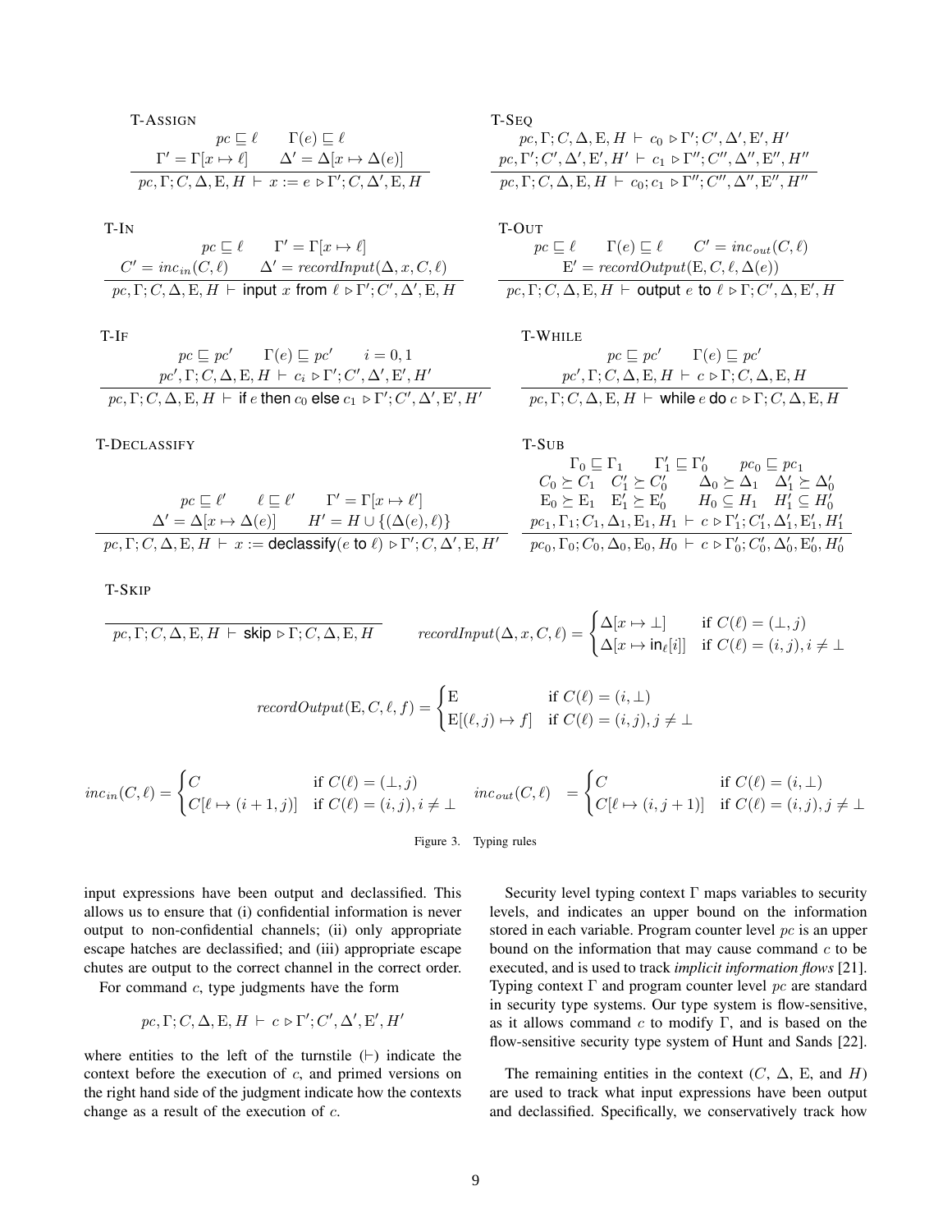T-ASSIGN

$$\frac{pc \sqsubseteq \ell \qquad \Gamma(e) \sqsubseteq \ell \qquad \Gamma' = \Gamma[x \mapsto \ell] \qquad \Delta' = \Delta[x \mapsto \Delta(e)]}{pc, \Gamma; C, \Delta, \mathrm{E}, H \vdash x := e \triangleright \Gamma'; C, \Delta', \mathrm{E}, H}$$

T-SEQ

$$\frac{pc, \Gamma; C, \Delta, \mathrm{E}, H \vdash c_0 \triangleright \Gamma'; C', \Delta', \mathrm{E}', H' \qquad pc, \Gamma'; C', \Delta', \mathrm{E}', H' \vdash c_1 \triangleright \Gamma''; C'', \Delta'', \mathrm{E}'', H''}{pc, \Gamma; C, \Delta, \mathrm{E}, H \vdash c_0; c_1 \triangleright \Gamma''; C'', \Delta'', \mathrm{E}'', H''}$$

T-IN

$$\frac{pc \sqsubseteq \ell \qquad \Gamma' = \Gamma[x \mapsto \ell] \qquad C' = inc_{in}(C, \ell) \qquad \Delta' = recordInput(\Delta, x, C, \ell)}{pc, \Gamma; C, \Delta, \mathrm{E}, H \vdash \textsf{input } x \textsf{ from } \ell \triangleright \Gamma'; C', \Delta', \mathrm{E}, H}$$

T-OUT

$$\frac{pc \sqsubseteq \ell \qquad \Gamma(e) \sqsubseteq \ell \qquad C' = inc_{out}(C, \ell) \qquad \mathrm{E}' = recordOutput(\mathrm{E}, C, \ell, \Delta(e))}{pc, \Gamma; C, \Delta, \mathrm{E}, H \vdash \textsf{output } e \textsf{ to } \ell \triangleright \Gamma; C', \Delta, \mathrm{E}', H}$$

T-IF

$$\frac{pc \sqsubseteq pc' \qquad \Gamma(e) \sqsubseteq pc' \qquad i = 0, 1 \qquad pc', \Gamma; C, \Delta, \mathrm{E}, H \vdash c_i \triangleright \Gamma'; C', \Delta', \mathrm{E}', H'}{pc, \Gamma; C, \Delta, \mathrm{E}, H \vdash \textsf{if } e \textsf{ then } c_0 \textsf{ else } c_1 \triangleright \Gamma'; C', \Delta', \mathrm{E}', H'}$$

T-WHILE

$$\frac{pc \sqsubseteq pc' \qquad \Gamma(e) \sqsubseteq pc' \qquad pc', \Gamma; C, \Delta, \mathrm{E}, H \vdash c \triangleright \Gamma; C, \Delta, \mathrm{E}, H}{pc, \Gamma; C, \Delta, \mathrm{E}, H \vdash \textsf{while } e \textsf{ do } c \triangleright \Gamma; C, \Delta, \mathrm{E}, H}$$

T-DECLASSIFY

$$\frac{pc \sqsubseteq \ell' \qquad \ell \sqsubseteq \ell' \qquad \Gamma' = \Gamma[x \mapsto \ell'] \qquad \Delta' = \Delta[x \mapsto \Delta(e)] \qquad H' = H \cup \{(\Delta(e), \ell)\}}{pc, \Gamma; C, \Delta, \mathrm{E}, H \vdash x := \textsf{declassify}(e \textsf{ to } \ell) \triangleright \Gamma'; C, \Delta', \mathrm{E}, H'}$$

T-SUB

$$\frac{\begin{array}{c}\Gamma_0 \sqsubseteq \Gamma_1 \qquad \Gamma'_1 \sqsubseteq \Gamma'_0 \qquad pc_0 \sqsubseteq pc_1 \\ C_0 \succeq C_1 \quad C'_1 \succeq C'_0 \qquad \Delta_0 \succeq \Delta_1 \quad \Delta'_1 \succeq \Delta'_0 \\ \mathrm{E}_0 \succeq \mathrm{E}_1 \quad \mathrm{E}'_1 \succeq \mathrm{E}'_0 \qquad H_0 \subseteq H_1 \quad H'_1 \subseteq H'_0 \\ pc_1, \Gamma_1; C_1, \Delta_1, \mathrm{E}_1, H_1 \vdash c \triangleright \Gamma'_1; C'_1, \Delta'_1, \mathrm{E}'_1, H'_1\end{array}}{pc_0, \Gamma_0; C_0, \Delta_0, \mathrm{E}_0, H_0 \vdash c \triangleright \Gamma'_0; C'_0, \Delta'_0, \mathrm{E}'_0, H'_0}$$

T-SKIP

$$\frac{}{pc, \Gamma; C, \Delta, \mathrm{E}, H \vdash \textsf{skip} \triangleright \Gamma; C, \Delta, \mathrm{E}, H}$$

$$recordInput(\Delta, x, C, \ell) = \begin{cases} \Delta[x \mapsto \bot] & \text{if } C(\ell) = (\bot, j) \\ \Delta[x \mapsto \mathsf{in}_\ell[i]] & \text{if } C(\ell) = (i, j), i \neq \bot \end{cases}$$

$$recordOutput(\mathrm{E}, C, \ell, f) = \begin{cases} \mathrm{E} & \text{if } C(\ell) = (i, \bot) \\ \mathrm{E}[(\ell, j) \mapsto f] & \text{if } C(\ell) = (i, j), j \neq \bot \end{cases}$$

$$inc_{in}(C, \ell) = \begin{cases} C & \text{if } C(\ell) = (\bot, j) \\ C[\ell \mapsto (i+1, j)] & \text{if } C(\ell) = (i, j), i \neq \bot \end{cases} \qquad inc_{out}(C, \ell) = \begin{cases} C & \text{if } C(\ell) = (i, \bot) \\ C[\ell \mapsto (i, j+1)] & \text{if } C(\ell) = (i, j), j \neq \bot \end{cases}$$

Figure 3. Typing rules

input expressions have been output and declassified. This allows us to ensure that (i) confidential information is never output to non-confidential channels; (ii) only appropriate escape hatches are declassified; and (iii) appropriate escape chutes are output to the correct channel in the correct order.

For command $c$, type judgments have the form

$$pc, \Gamma; C, \Delta, \mathrm{E}, H \vdash c \triangleright \Gamma'; C', \Delta', \mathrm{E}', H'$$

where entities to the left of the turnstile ($\vdash$) indicate the context before the execution of $c$, and primed versions on the right hand side of the judgment indicate how the contexts change as a result of the execution of $c$.

Security level typing context $\Gamma$ maps variables to security levels, and indicates an upper bound on the information stored in each variable. Program counter level $pc$ is an upper bound on the information that may cause command $c$ to be executed, and is used to track *implicit information flows* [21]. Typing context $\Gamma$ and program counter level $pc$ are standard in security type systems. Our type system is flow-sensitive, as it allows command $c$ to modify $\Gamma$, and is based on the flow-sensitive security type system of Hunt and Sands [22].

The remaining entities in the context ($C$, $\Delta$, E, and $H$) are used to track what input expressions have been output and declassified. Specifically, we conservatively track how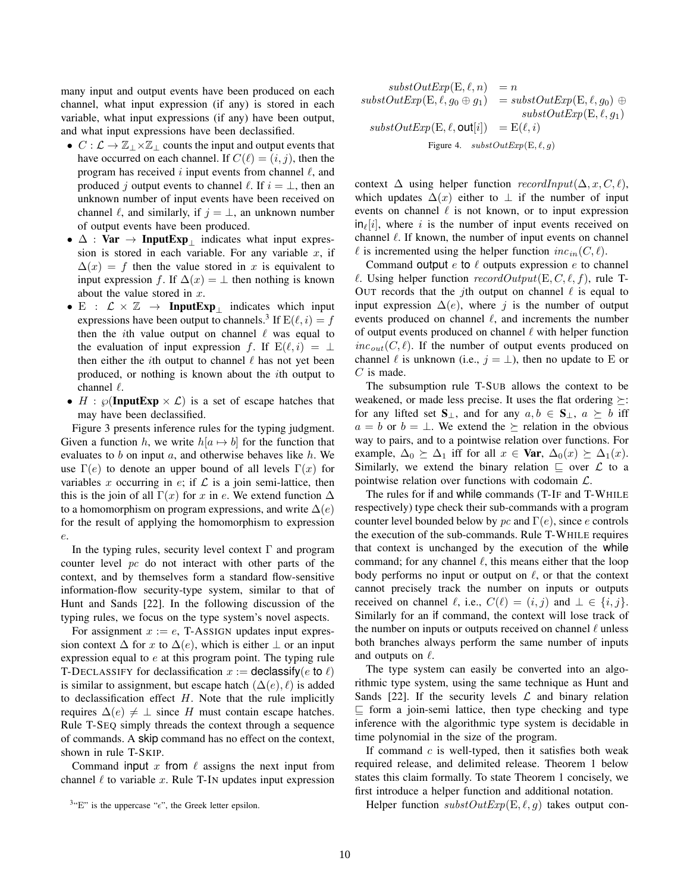many input and output events have been produced on each channel, what input expression (if any) is stored in each variable, what input expressions (if any) have been output, and what input expressions have been declassified.

- $C : \mathcal{L} \to \mathbb{Z}_\perp \times \mathbb{Z}_\perp$ counts the input and output events that have occurred on each channel. If $C(\ell) = (i, j)$, then the program has received $i$ input events from channel $\ell$, and produced $j$ output events to channel $\ell$. If $i = \perp$, then an unknown number of input events have been received on channel $\ell$, and similarly, if $j = \perp$, an unknown number of output events have been produced.
- $\Delta$ : **Var** $\to$ **InputExp**$_\perp$ indicates what input expression is stored in each variable. For any variable $x$, if $\Delta(x) = f$ then the value stored in $x$ is equivalent to input expression $f$. If $\Delta(x) = \perp$ then nothing is known about the value stored in $x$.
- $\mathrm{E}$ : $\mathcal{L} \times \mathbb{Z} \to$ **InputExp**$_\perp$ indicates which input expressions have been output to channels.[3] If $\mathrm{E}(\ell, i) = f$ then the $i$th value output on channel $\ell$ was equal to the evaluation of input expression $f$. If $\mathrm{E}(\ell, i) = \perp$ then either the $i$th output to channel $\ell$ has not yet been produced, or nothing is known about the $i$th output to channel $\ell$.
- $H$ : $\wp$(**InputExp** $\times\, \mathcal{L}$) is a set of escape hatches that may have been declassified.

Figure 3 presents inference rules for the typing judgment. Given a function $h$, we write $h[a \mapsto b]$ for the function that evaluates to $b$ on input $a$, and otherwise behaves like $h$. We use $\Gamma(e)$ to denote an upper bound of all levels $\Gamma(x)$ for variables $x$ occurring in $e$; if $\mathcal{L}$ is a join semi-lattice, then this is the join of all $\Gamma(x)$ for $x$ in $e$. We extend function $\Delta$ to a homomorphism on program expressions, and write $\Delta(e)$ for the result of applying the homomorphism to expression $e$.

In the typing rules, security level context $\Gamma$ and program counter level $pc$ do not interact with other parts of the context, and by themselves form a standard flow-sensitive information-flow security-type system, similar to that of Hunt and Sands [22]. In the following discussion of the typing rules, we focus on the type system's novel aspects.

For assignment $x := e$, T-ASSIGN updates input expression context $\Delta$ for $x$ to $\Delta(e)$, which is either $\perp$ or an input expression equal to $e$ at this program point. The typing rule T-DECLASSIFY for declassification $x :=$ declassify($e$ to $\ell$) is similar to assignment, but escape hatch $(\Delta(e), \ell)$ is added to declassification effect $H$. Note that the rule implicitly requires $\Delta(e) \neq \perp$ since $H$ must contain escape hatches. Rule T-SEQ simply threads the context through a sequence of commands. A skip command has no effect on the context, shown in rule T-SKIP.

Command input $x$ from $\ell$ assigns the next input from channel $\ell$ to variable $x$. Rule T-IN updates input expression context $\Delta$ using helper function $recordInput(\Delta, x, C, \ell)$, which updates $\Delta(x)$ either to $\perp$ if the number of input events on channel $\ell$ is not known, or to input expression $\mathsf{in}_\ell[i]$, where $i$ is the number of input events received on channel $\ell$. If known, the number of input events on channel $\ell$ is incremented using the helper function $inc_{in}(C, \ell)$.

Command output $e$ to $\ell$ outputs expression $e$ to channel $\ell$. Using helper function $recordOutput(\mathrm{E}, C, \ell, f)$, rule T-OUT records that the $j$th output on channel $\ell$ is equal to input expression $\Delta(e)$, where $j$ is the number of output events produced on channel $\ell$, and increments the number of output events produced on channel $\ell$ with helper function $inc_{out}(C, \ell)$. If the number of output events produced on channel $\ell$ is unknown (i.e., $j = \perp$), then no update to $\mathrm{E}$ or $C$ is made.

The subsumption rule T-SUB allows the context to be weakened, or made less precise. It uses the flat ordering $\succeq$: for any lifted set $\mathbf{S}_\perp$, and for any $a, b \in \mathbf{S}_\perp$, $a \succeq b$ iff $a = b$ or $b = \perp$. We extend the $\succeq$ relation in the obvious way to pairs, and to a pointwise relation over functions. For example, $\Delta_0 \succeq \Delta_1$ iff for all $x \in$ **Var**, $\Delta_0(x) \succeq \Delta_1(x)$. Similarly, we extend the binary relation $\sqsubseteq$ over $\mathcal{L}$ to a pointwise relation over functions with codomain $\mathcal{L}$.

The rules for if and while commands (T-IF and T-WHILE respectively) type check their sub-commands with a program counter level bounded below by $pc$ and $\Gamma(e)$, since $e$ controls the execution of the sub-commands. Rule T-WHILE requires that context is unchanged by the execution of the while command; for any channel $\ell$, this means either that the loop body performs no input or output on $\ell$, or that the context cannot precisely track the number on inputs or outputs received on channel $\ell$, i.e., $C(\ell) = (i, j)$ and $\perp \in \{i, j\}$. Similarly for an if command, the context will lose track of the number on inputs or outputs received on channel $\ell$ unless both branches always perform the same number of inputs and outputs on $\ell$.

The type system can easily be converted into an algorithmic type system, using the same technique as Hunt and Sands [22]. If the security levels $\mathcal{L}$ and binary relation $\sqsubseteq$ form a join-semi lattice, then type checking and type inference with the algorithmic type system is decidable in time polynomial in the size of the program.

If command $c$ is well-typed, then it satisfies both weak required release, and delimited release. Theorem 1 below states this claim formally. To state Theorem 1 concisely, we first introduce a helper function and additional notation.

Helper function $substOutExp(\mathrm{E}, \ell, g)$ takes output con-

$$
\begin{aligned}
substOutExp(\mathrm{E}, \ell, n) &= n \\
substOutExp(\mathrm{E}, \ell, g_0 \oplus g_1) &= substOutExp(\mathrm{E}, \ell, g_0) \oplus \\
&\qquad substOutExp(\mathrm{E}, \ell, g_1) \\
substOutExp(\mathrm{E}, \ell, \mathsf{out}[i]) &= \mathrm{E}(\ell, i)
\end{aligned}
$$

Figure 4. $substOutExp(\mathrm{E}, \ell, g)$

[3] "E" is the uppercase "$\epsilon$", the Greek letter epsilon.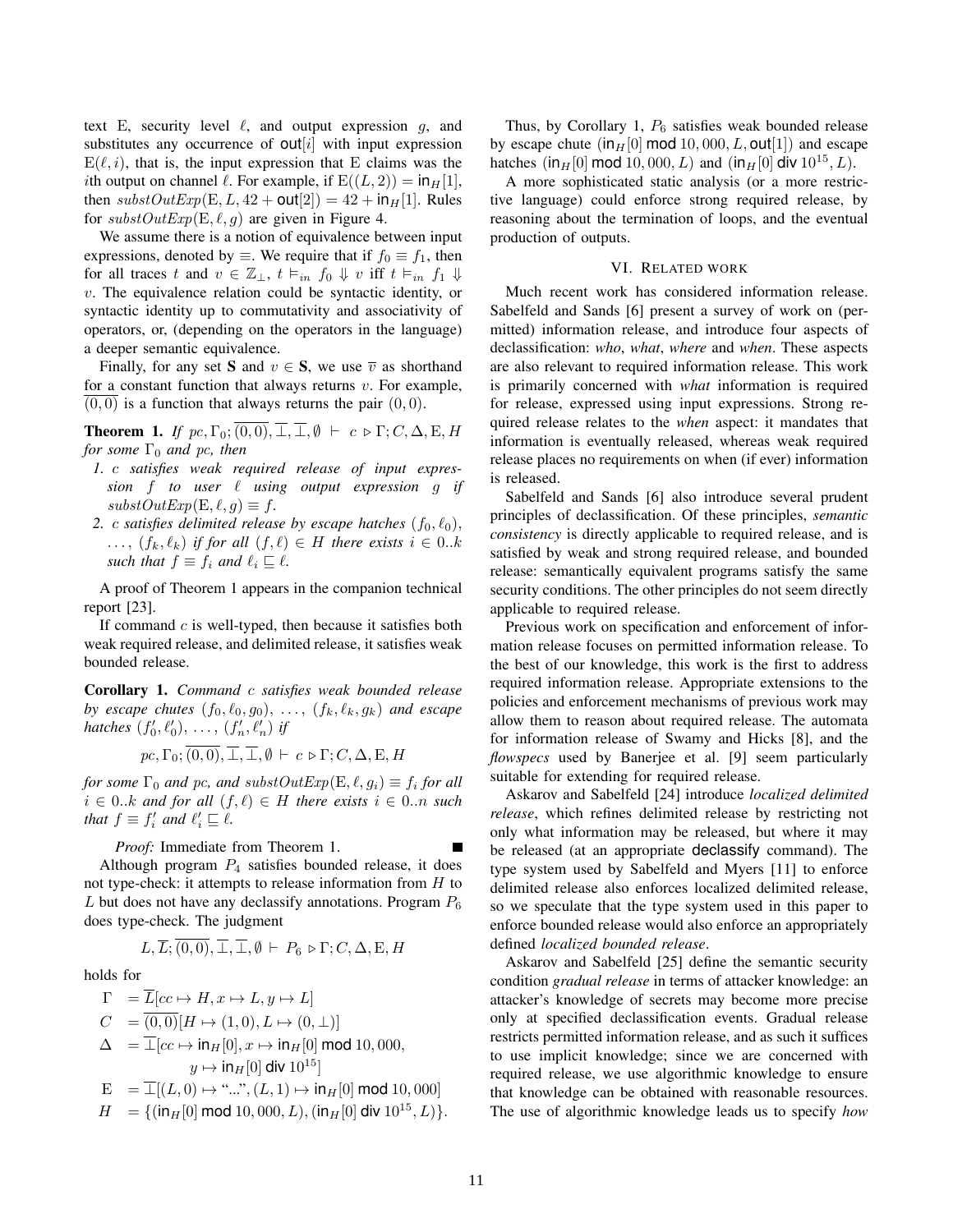text E, security level $\ell$, and output expression $g$, and substitutes any occurrence of $\mathsf{out}[i]$ with input expression $\mathrm{E}(\ell, i)$, that is, the input expression that E claims was the $i$th output on channel $\ell$. For example, if $\mathrm{E}((L, 2)) = \mathsf{in}_H[1]$, then $substOutExp(\mathrm{E}, L, 42 + \mathsf{out}[2]) = 42 + \mathsf{in}_H[1]$. Rules for $substOutExp(\mathrm{E}, \ell, g)$ are given in Figure 4.

We assume there is a notion of equivalence between input expressions, denoted by $\equiv$. We require that if $f_0 \equiv f_1$, then for all traces $t$ and $v \in \mathbb{Z}_\perp$, $t \vDash_{in} f_0 \Downarrow v$ iff $t \vDash_{in} f_1 \Downarrow v$. The equivalence relation could be syntactic identity, or syntactic identity up to commutativity and associativity of operators, or, (depending on the operators in the language) a deeper semantic equivalence.

Finally, for any set $\mathbf{S}$ and $v \in \mathbf{S}$, we use $\overline{v}$ as shorthand for a constant function that always returns $v$. For example, $\overline{(0,0)}$ is a function that always returns the pair $(0, 0)$.

**Theorem 1.** *If* $pc, \Gamma_0; \overline{(0,0)}, \overline{\perp}, \overline{\perp}, \emptyset \vdash c \triangleright \Gamma; C, \Delta, \mathrm{E}, H$ *for some* $\Gamma_0$ *and* $pc$*, then*

1. $c$ *satisfies weak required release of input expression* $f$ *to user* $\ell$ *using output expression* $g$ *if* $substOutExp(\mathrm{E}, \ell, g) \equiv f$.
2. $c$ *satisfies delimited release by escape hatches* $(f_0, \ell_0)$, $\ldots$, $(f_k, \ell_k)$ *if for all* $(f, \ell) \in H$ *there exists* $i \in 0..k$ *such that* $f \equiv f_i$ *and* $\ell_i \sqsubseteq \ell$.

A proof of Theorem 1 appears in the companion technical report [23].

If command $c$ is well-typed, then because it satisfies both weak required release, and delimited release, it satisfies weak bounded release.

**Corollary 1.** *Command* $c$ *satisfies weak bounded release by escape chutes* $(f_0, \ell_0, g_0)$, $\ldots$, $(f_k, \ell_k, g_k)$ *and escape hatches* $(f'_0, \ell'_0)$, $\ldots$, $(f'_n, \ell'_n)$ *if*

$$pc, \Gamma_0; \overline{(0,0)}, \overline{\perp}, \overline{\perp}, \emptyset \vdash c \triangleright \Gamma; C, \Delta, \mathrm{E}, H$$

*for some* $\Gamma_0$ *and* $pc$*, and* $substOutExp(\mathrm{E}, \ell, g_i) \equiv f_i$ *for all* $i \in 0..k$ *and for all* $(f, \ell) \in H$ *there exists* $i \in 0..n$ *such that* $f \equiv f'_i$ *and* $\ell'_i \sqsubseteq \ell$.

*Proof:* Immediate from Theorem 1. ∎

Although program $P_4$ satisfies bounded release, it does not type-check: it attempts to release information from $H$ to $L$ but does not have any declassify annotations. Program $P_6$ does type-check. The judgment

$$L, \overline{L}; \overline{(0,0)}, \overline{\perp}, \overline{\perp}, \emptyset \vdash P_6 \triangleright \Gamma; C, \Delta, \mathrm{E}, H$$

holds for

$$\begin{aligned}
\Gamma &= \overline{L}[cc \mapsto H, x \mapsto L, y \mapsto L] \\
C &= \overline{(0,0)}[H \mapsto (1,0), L \mapsto (0,\perp)] \\
\Delta &= \overline{\perp}[cc \mapsto \mathsf{in}_H[0], x \mapsto \mathsf{in}_H[0] \;\mathsf{mod}\; 10{,}000, \\
&\qquad y \mapsto \mathsf{in}_H[0] \;\mathsf{div}\; 10^{15}] \\
\mathrm{E} &= \overline{\perp}[(L,0) \mapsto \text{“...”}, (L,1) \mapsto \mathsf{in}_H[0] \;\mathsf{mod}\; 10{,}000] \\
H &= \{(\mathsf{in}_H[0] \;\mathsf{mod}\; 10{,}000, L), (\mathsf{in}_H[0] \;\mathsf{div}\; 10^{15}, L)\}.
\end{aligned}$$

Thus, by Corollary 1, $P_6$ satisfies weak bounded release by escape chute $(\mathsf{in}_H[0] \;\mathsf{mod}\; 10{,}000, L, \mathsf{out}[1])$ and escape hatches $(\mathsf{in}_H[0] \;\mathsf{mod}\; 10{,}000, L)$ and $(\mathsf{in}_H[0] \;\mathsf{div}\; 10^{15}, L)$.

A more sophisticated static analysis (or a more restrictive language) could enforce strong required release, by reasoning about the termination of loops, and the eventual production of outputs.

## VI. Related work

Much recent work has considered information release. Sabelfeld and Sands [6] present a survey of work on (permitted) information release, and introduce four aspects of declassification: *who*, *what*, *where* and *when*. These aspects are also relevant to required information release. This work is primarily concerned with *what* information is required for release, expressed using input expressions. Strong required release relates to the *when* aspect: it mandates that information is eventually released, whereas weak required release places no requirements on when (if ever) information is released.

Sabelfeld and Sands [6] also introduce several prudent principles of declassification. Of these principles, *semantic consistency* is directly applicable to required release, and is satisfied by weak and strong required release, and bounded release: semantically equivalent programs satisfy the same security conditions. The other principles do not seem directly applicable to required release.

Previous work on specification and enforcement of information release focuses on permitted information release. To the best of our knowledge, this work is the first to address required information release. Appropriate extensions to the policies and enforcement mechanisms of previous work may allow them to reason about required release. The automata for information release of Swamy and Hicks [8], and the *flowspecs* used by Banerjee et al. [9] seem particularly suitable for extending for required release.

Askarov and Sabelfeld [24] introduce *localized delimited release*, which refines delimited release by restricting not only what information may be released, but where it may be released (at an appropriate declassify command). The type system used by Sabelfeld and Myers [11] to enforce delimited release also enforces localized delimited release, so we speculate that the type system used in this paper to enforce bounded release would also enforce an appropriately defined *localized bounded release*.

Askarov and Sabelfeld [25] define the semantic security condition *gradual release* in terms of attacker knowledge: an attacker's knowledge of secrets may become more precise only at specified declassification events. Gradual release restricts permitted information release, and as such it suffices to use implicit knowledge; since we are concerned with required release, we use algorithmic knowledge to ensure that knowledge can be obtained with reasonable resources. The use of algorithmic knowledge leads us to specify *how*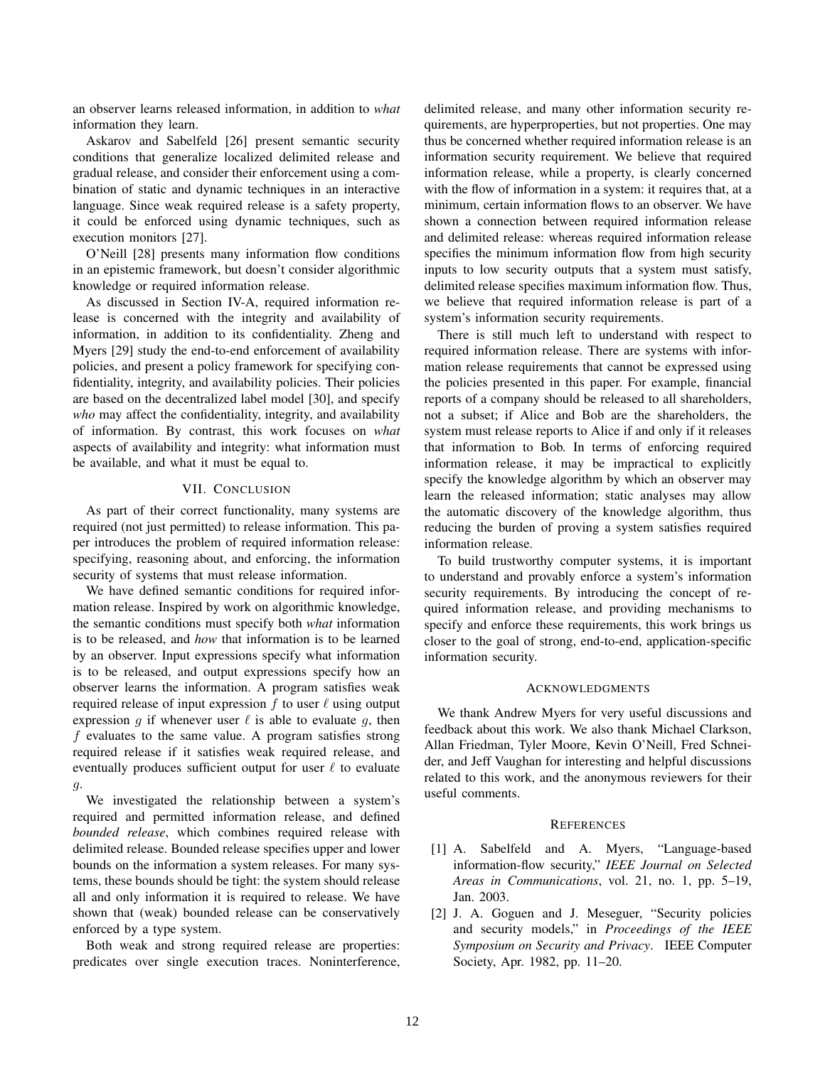an observer learns released information, in addition to *what* information they learn.

Askarov and Sabelfeld [26] present semantic security conditions that generalize localized delimited release and gradual release, and consider their enforcement using a combination of static and dynamic techniques in an interactive language. Since weak required release is a safety property, it could be enforced using dynamic techniques, such as execution monitors [27].

O'Neill [28] presents many information flow conditions in an epistemic framework, but doesn't consider algorithmic knowledge or required information release.

As discussed in Section IV-A, required information release is concerned with the integrity and availability of information, in addition to its confidentiality. Zheng and Myers [29] study the end-to-end enforcement of availability policies, and present a policy framework for specifying confidentiality, integrity, and availability policies. Their policies are based on the decentralized label model [30], and specify *who* may affect the confidentiality, integrity, and availability of information. By contrast, this work focuses on *what* aspects of availability and integrity: what information must be available, and what it must be equal to.

## VII. Conclusion

As part of their correct functionality, many systems are required (not just permitted) to release information. This paper introduces the problem of required information release: specifying, reasoning about, and enforcing, the information security of systems that must release information.

We have defined semantic conditions for required information release. Inspired by work on algorithmic knowledge, the semantic conditions must specify both *what* information is to be released, and *how* that information is to be learned by an observer. Input expressions specify what information is to be released, and output expressions specify how an observer learns the information. A program satisfies weak required release of input expression $f$ to user $\ell$ using output expression $g$ if whenever user $\ell$ is able to evaluate $g$, then $f$ evaluates to the same value. A program satisfies strong required release if it satisfies weak required release, and eventually produces sufficient output for user $\ell$ to evaluate $g$.

We investigated the relationship between a system's required and permitted information release, and defined *bounded release*, which combines required release with delimited release. Bounded release specifies upper and lower bounds on the information a system releases. For many systems, these bounds should be tight: the system should release all and only information it is required to release. We have shown that (weak) bounded release can be conservatively enforced by a type system.

Both weak and strong required release are properties: predicates over single execution traces. Noninterference, delimited release, and many other information security requirements, are hyperproperties, but not properties. One may thus be concerned whether required information release is an information security requirement. We believe that required information release, while a property, is clearly concerned with the flow of information in a system: it requires that, at a minimum, certain information flows to an observer. We have shown a connection between required information release and delimited release: whereas required information release specifies the minimum information flow from high security inputs to low security outputs that a system must satisfy, delimited release specifies maximum information flow. Thus, we believe that required information release is part of a system's information security requirements.

There is still much left to understand with respect to required information release. There are systems with information release requirements that cannot be expressed using the policies presented in this paper. For example, financial reports of a company should be released to all shareholders, not a subset; if Alice and Bob are the shareholders, the system must release reports to Alice if and only if it releases that information to Bob. In terms of enforcing required information release, it may be impractical to explicitly specify the knowledge algorithm by which an observer may learn the released information; static analyses may allow the automatic discovery of the knowledge algorithm, thus reducing the burden of proving a system satisfies required information release.

To build trustworthy computer systems, it is important to understand and provably enforce a system's information security requirements. By introducing the concept of required information release, and providing mechanisms to specify and enforce these requirements, this work brings us closer to the goal of strong, end-to-end, application-specific information security.

## Acknowledgments

We thank Andrew Myers for very useful discussions and feedback about this work. We also thank Michael Clarkson, Allan Friedman, Tyler Moore, Kevin O'Neill, Fred Schneider, and Jeff Vaughan for interesting and helpful discussions related to this work, and the anonymous reviewers for their useful comments.

## References

[1] A. Sabelfeld and A. Myers, "Language-based information-flow security," *IEEE Journal on Selected Areas in Communications*, vol. 21, no. 1, pp. 5–19, Jan. 2003.

[2] J. A. Goguen and J. Meseguer, "Security policies and security models," in *Proceedings of the IEEE Symposium on Security and Privacy*. IEEE Computer Society, Apr. 1982, pp. 11–20.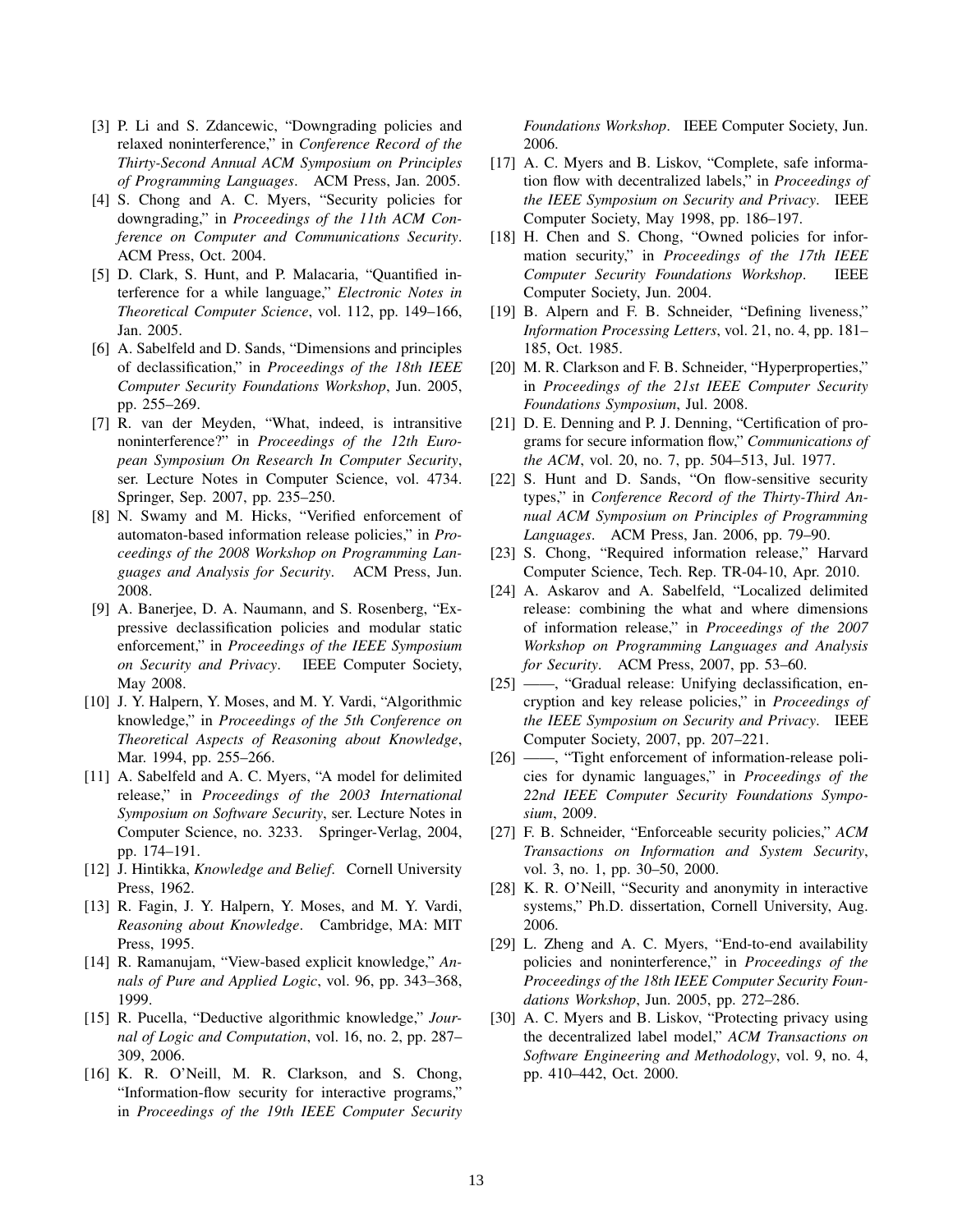[3] P. Li and S. Zdancewic, "Downgrading policies and relaxed noninterference," in *Conference Record of the Thirty-Second Annual ACM Symposium on Principles of Programming Languages*. ACM Press, Jan. 2005.

[4] S. Chong and A. C. Myers, "Security policies for downgrading," in *Proceedings of the 11th ACM Conference on Computer and Communications Security*. ACM Press, Oct. 2004.

[5] D. Clark, S. Hunt, and P. Malacaria, "Quantified interference for a while language," *Electronic Notes in Theoretical Computer Science*, vol. 112, pp. 149–166, Jan. 2005.

[6] A. Sabelfeld and D. Sands, "Dimensions and principles of declassification," in *Proceedings of the 18th IEEE Computer Security Foundations Workshop*, Jun. 2005, pp. 255–269.

[7] R. van der Meyden, "What, indeed, is intransitive noninterference?" in *Proceedings of the 12th European Symposium On Research In Computer Security*, ser. Lecture Notes in Computer Science, vol. 4734. Springer, Sep. 2007, pp. 235–250.

[8] N. Swamy and M. Hicks, "Verified enforcement of automaton-based information release policies," in *Proceedings of the 2008 Workshop on Programming Languages and Analysis for Security*. ACM Press, Jun. 2008.

[9] A. Banerjee, D. A. Naumann, and S. Rosenberg, "Expressive declassification policies and modular static enforcement," in *Proceedings of the IEEE Symposium on Security and Privacy*. IEEE Computer Society, May 2008.

[10] J. Y. Halpern, Y. Moses, and M. Y. Vardi, "Algorithmic knowledge," in *Proceedings of the 5th Conference on Theoretical Aspects of Reasoning about Knowledge*, Mar. 1994, pp. 255–266.

[11] A. Sabelfeld and A. C. Myers, "A model for delimited release," in *Proceedings of the 2003 International Symposium on Software Security*, ser. Lecture Notes in Computer Science, no. 3233. Springer-Verlag, 2004, pp. 174–191.

[12] J. Hintikka, *Knowledge and Belief*. Cornell University Press, 1962.

[13] R. Fagin, J. Y. Halpern, Y. Moses, and M. Y. Vardi, *Reasoning about Knowledge*. Cambridge, MA: MIT Press, 1995.

[14] R. Ramanujam, "View-based explicit knowledge," *Annals of Pure and Applied Logic*, vol. 96, pp. 343–368, 1999.

[15] R. Pucella, "Deductive algorithmic knowledge," *Journal of Logic and Computation*, vol. 16, no. 2, pp. 287–309, 2006.

[16] K. R. O'Neill, M. R. Clarkson, and S. Chong, "Information-flow security for interactive programs," in *Proceedings of the 19th IEEE Computer Security Foundations Workshop*. IEEE Computer Society, Jun. 2006.

[17] A. C. Myers and B. Liskov, "Complete, safe information flow with decentralized labels," in *Proceedings of the IEEE Symposium on Security and Privacy*. IEEE Computer Society, May 1998, pp. 186–197.

[18] H. Chen and S. Chong, "Owned policies for information security," in *Proceedings of the 17th IEEE Computer Security Foundations Workshop*. IEEE Computer Society, Jun. 2004.

[19] B. Alpern and F. B. Schneider, "Defining liveness," *Information Processing Letters*, vol. 21, no. 4, pp. 181–185, Oct. 1985.

[20] M. R. Clarkson and F. B. Schneider, "Hyperproperties," in *Proceedings of the 21st IEEE Computer Security Foundations Symposium*, Jul. 2008.

[21] D. E. Denning and P. J. Denning, "Certification of programs for secure information flow," *Communications of the ACM*, vol. 20, no. 7, pp. 504–513, Jul. 1977.

[22] S. Hunt and D. Sands, "On flow-sensitive security types," in *Conference Record of the Thirty-Third Annual ACM Symposium on Principles of Programming Languages*. ACM Press, Jan. 2006, pp. 79–90.

[23] S. Chong, "Required information release," Harvard Computer Science, Tech. Rep. TR-04-10, Apr. 2010.

[24] A. Askarov and A. Sabelfeld, "Localized delimited release: combining the what and where dimensions of information release," in *Proceedings of the 2007 Workshop on Programming Languages and Analysis for Security*. ACM Press, 2007, pp. 53–60.

[25] ——, "Gradual release: Unifying declassification, encryption and key release policies," in *Proceedings of the IEEE Symposium on Security and Privacy*. IEEE Computer Society, 2007, pp. 207–221.

[26] ——, "Tight enforcement of information-release policies for dynamic languages," in *Proceedings of the 22nd IEEE Computer Security Foundations Symposium*, 2009.

[27] F. B. Schneider, "Enforceable security policies," *ACM Transactions on Information and System Security*, vol. 3, no. 1, pp. 30–50, 2000.

[28] K. R. O'Neill, "Security and anonymity in interactive systems," Ph.D. dissertation, Cornell University, Aug. 2006.

[29] L. Zheng and A. C. Myers, "End-to-end availability policies and noninterference," in *Proceedings of the Proceedings of the 18th IEEE Computer Security Foundations Workshop*, Jun. 2005, pp. 272–286.

[30] A. C. Myers and B. Liskov, "Protecting privacy using the decentralized label model," *ACM Transactions on Software Engineering and Methodology*, vol. 9, no. 4, pp. 410–442, Oct. 2000.